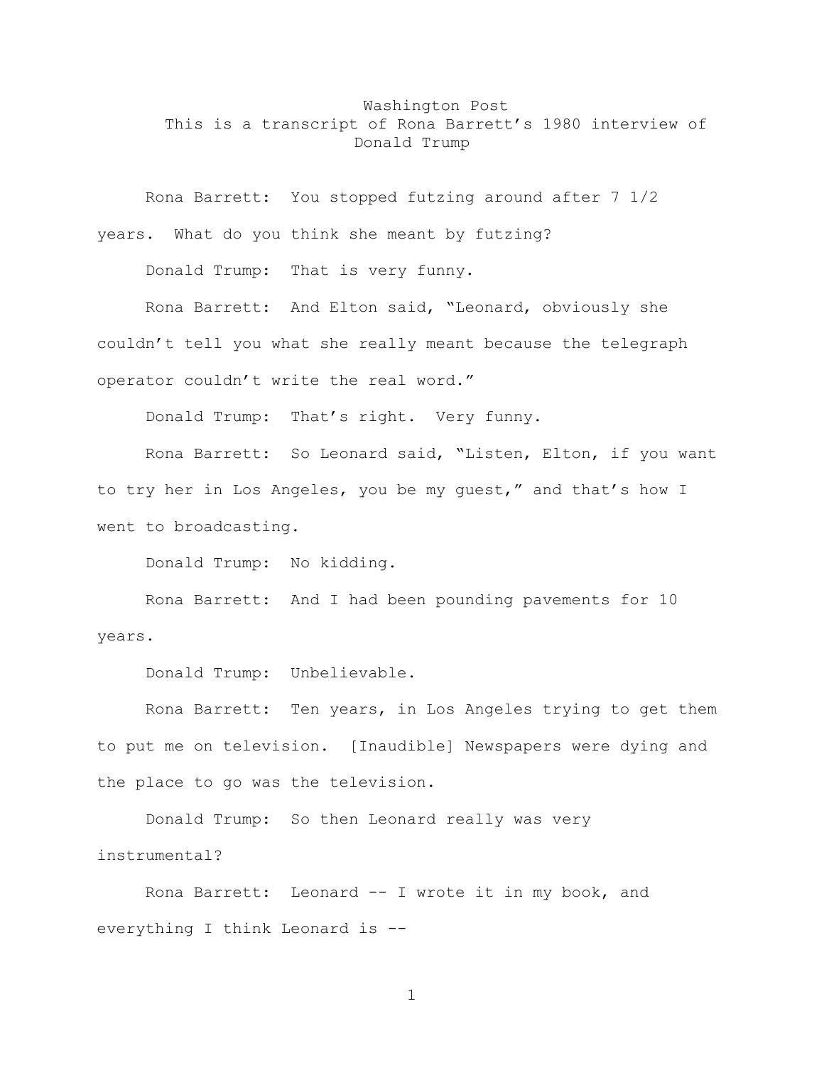Washington Post

This is a transcript of Rona Barrett's 1980 interview of Donald Trump

Rona Barrett: You stopped futzing around after 7 1/2 years. What do you think she meant by futzing?

Donald Trump: That is very funny.

Rona Barrett: And Elton said, "Leonard, obviously she couldn't tell you what she really meant because the telegraph operator couldn't write the real word."

Donald Trump: That's right. Very funny.

Rona Barrett: So Leonard said, "Listen, Elton, if you want to try her in Los Angeles, you be my guest," and that's how I went to broadcasting.

Donald Trump: No kidding.

Rona Barrett: And I had been pounding pavements for 10 years.

Donald Trump: Unbelievable.

Rona Barrett: Ten years, in Los Angeles trying to get them to put me on television. [Inaudible] Newspapers were dying and the place to go was the television.

Donald Trump: So then Leonard really was very instrumental?

Rona Barrett: Leonard -- I wrote it in my book, and everything I think Leonard is --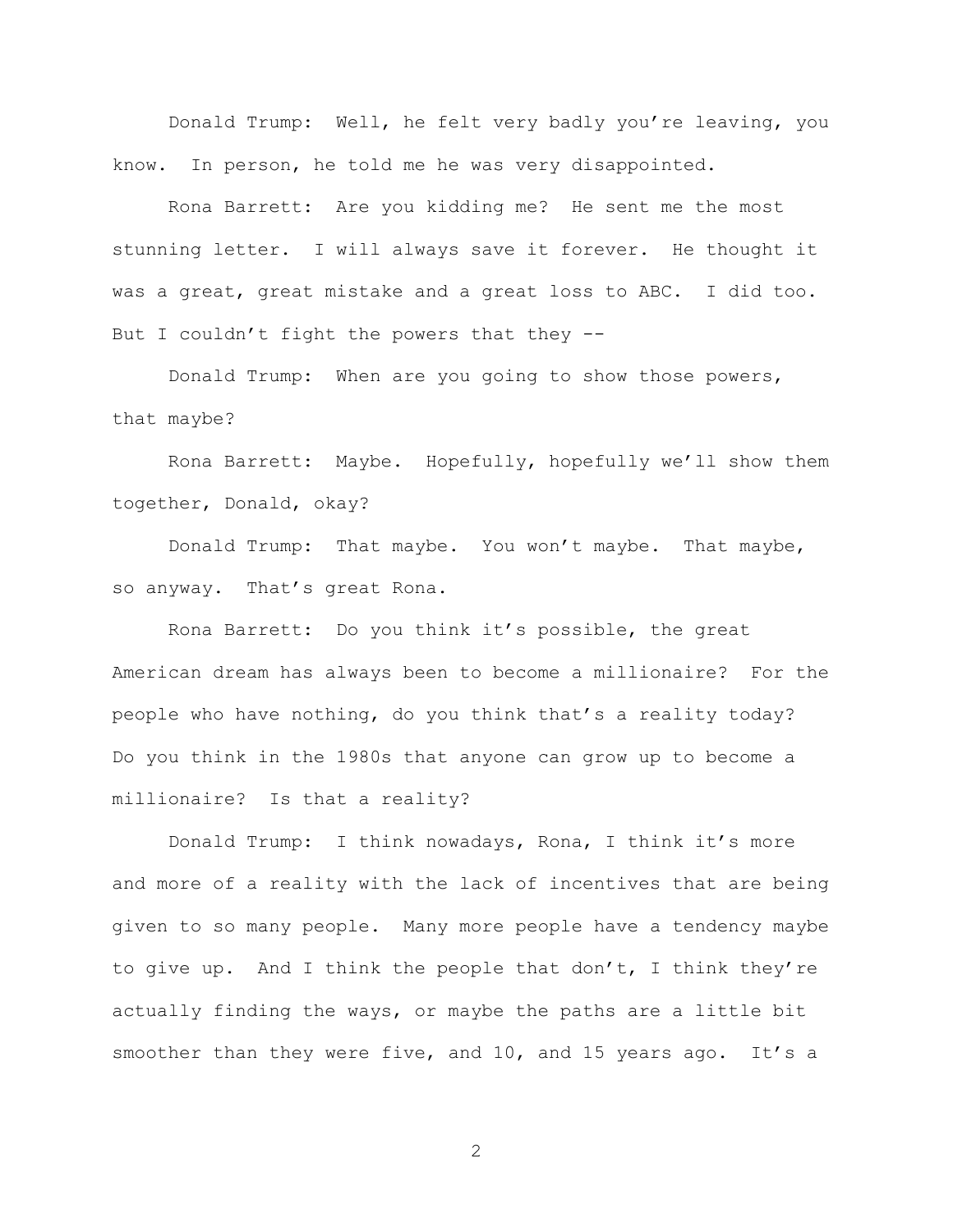Donald Trump: Well, he felt very badly you're leaving, you know. In person, he told me he was very disappointed.

Rona Barrett: Are you kidding me? He sent me the most stunning letter. I will always save it forever. He thought it was a great, great mistake and a great loss to ABC. I did too. But I couldn't fight the powers that they --

Donald Trump: When are you going to show those powers, that maybe?

Rona Barrett: Maybe. Hopefully, hopefully we'll show them together, Donald, okay?

Donald Trump: That maybe. You won't maybe. That maybe, so anyway. That's great Rona.

Rona Barrett: Do you think it's possible, the great American dream has always been to become a millionaire? For the people who have nothing, do you think that's a reality today? Do you think in the 1980s that anyone can grow up to become a millionaire? Is that a reality?

Donald Trump: I think nowadays, Rona, I think it's more and more of a reality with the lack of incentives that are being given to so many people. Many more people have a tendency maybe to give up. And I think the people that don't, I think they're actually finding the ways, or maybe the paths are a little bit smoother than they were five, and 10, and 15 years ago. It's a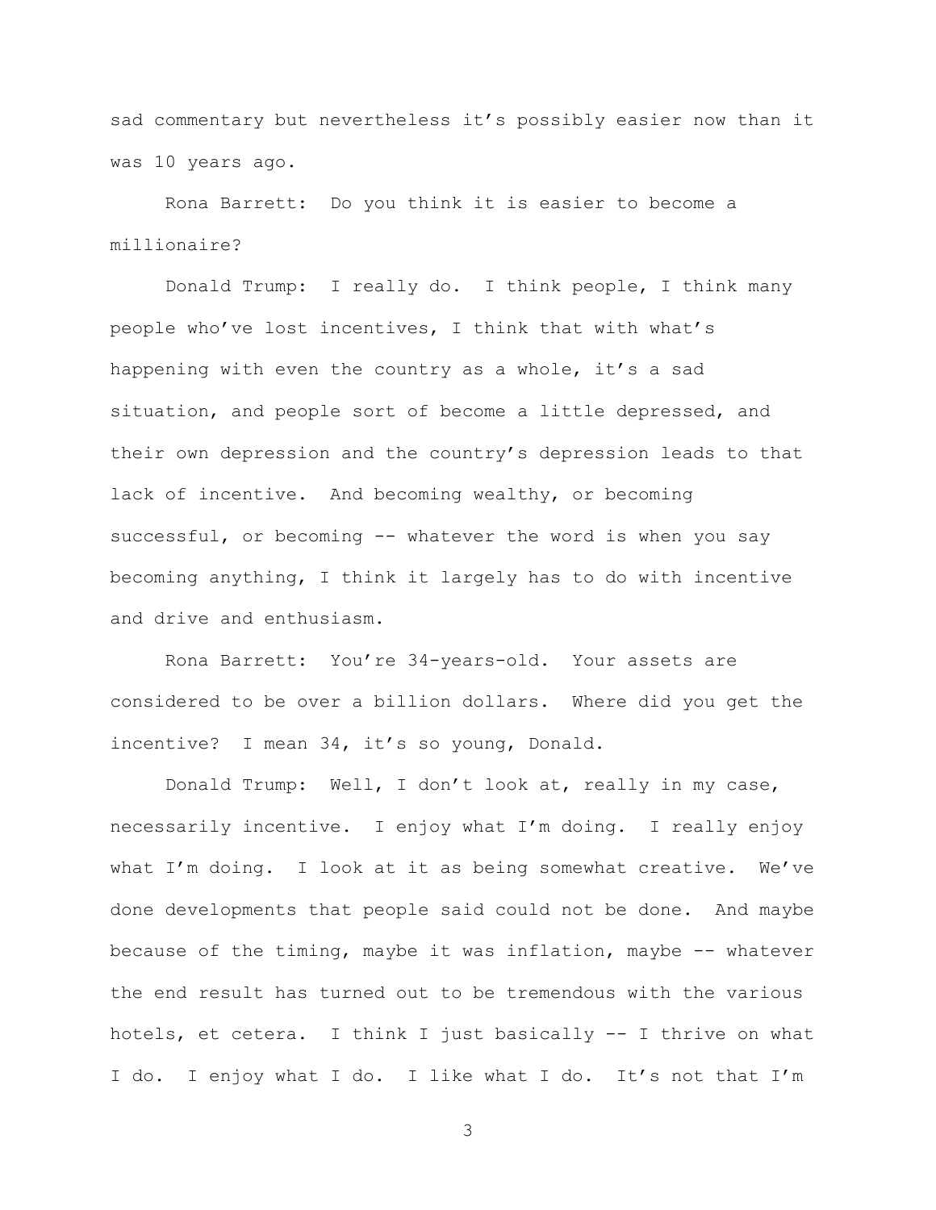sad commentary but nevertheless it's possibly easier now than it was 10 years ago.

Rona Barrett: Do you think it is easier to become a millionaire?

Donald Trump: I really do. I think people, I think many people who've lost incentives, I think that with what's happening with even the country as a whole, it's a sad situation, and people sort of become a little depressed, and their own depression and the country's depression leads to that lack of incentive. And becoming wealthy, or becoming successful, or becoming -- whatever the word is when you say becoming anything, I think it largely has to do with incentive and drive and enthusiasm.

Rona Barrett: You're 34-years-old. Your assets are considered to be over a billion dollars. Where did you get the incentive? I mean 34, it's so young, Donald.

Donald Trump: Well, I don't look at, really in my case, necessarily incentive. I enjoy what I'm doing. I really enjoy what I'm doing. I look at it as being somewhat creative. We've done developments that people said could not be done. And maybe because of the timing, maybe it was inflation, maybe -- whatever the end result has turned out to be tremendous with the various hotels, et cetera. I think I just basically -- I thrive on what I do. I enjoy what I do. I like what I do. It's not that I'm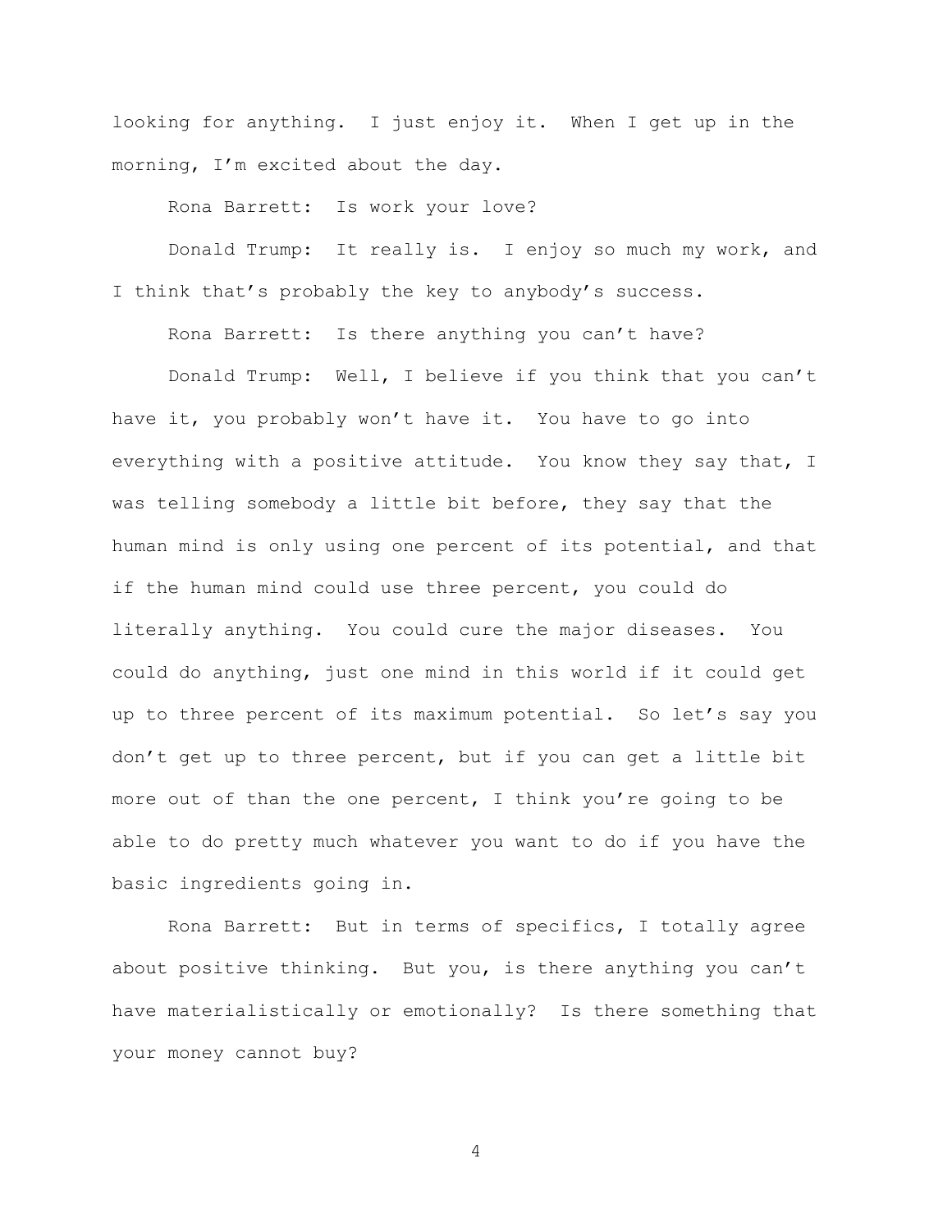looking for anything. I just enjoy it. When I get up in the morning, I'm excited about the day.

Rona Barrett: Is work your love?

Donald Trump: It really is. I enjoy so much my work, and I think that's probably the key to anybody's success.

Rona Barrett: Is there anything you can't have?

Donald Trump: Well, I believe if you think that you can't have it, you probably won't have it. You have to go into everything with a positive attitude. You know they say that, I was telling somebody a little bit before, they say that the human mind is only using one percent of its potential, and that if the human mind could use three percent, you could do literally anything. You could cure the major diseases. You could do anything, just one mind in this world if it could get up to three percent of its maximum potential. So let's say you don't get up to three percent, but if you can get a little bit more out of than the one percent, I think you're going to be able to do pretty much whatever you want to do if you have the basic ingredients going in.

Rona Barrett: But in terms of specifics, I totally agree about positive thinking. But you, is there anything you can't have materialistically or emotionally? Is there something that your money cannot buy?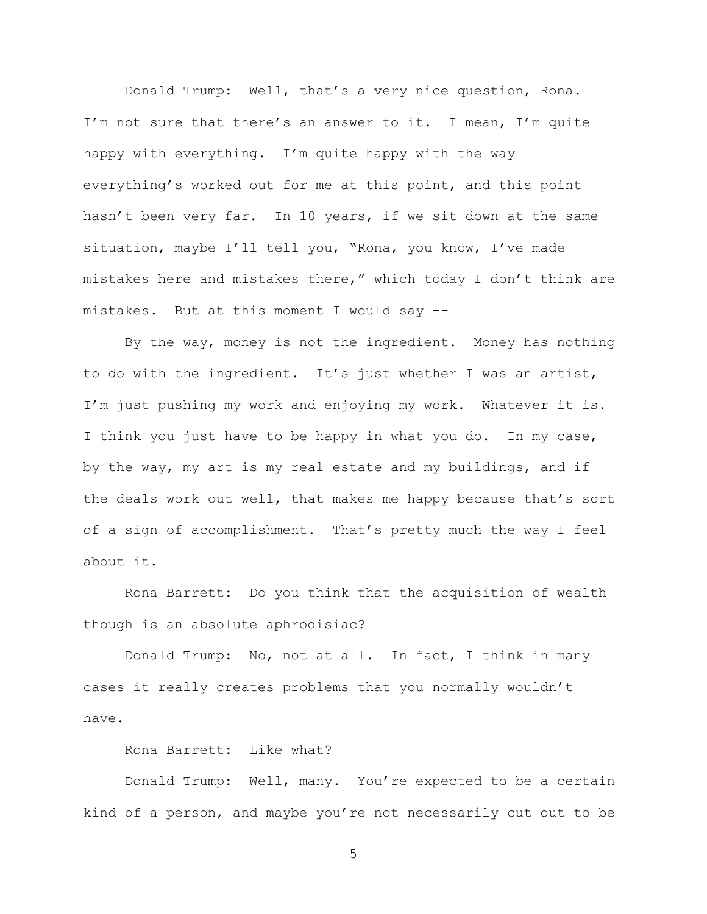Donald Trump: Well, that's a very nice question, Rona. I'm not sure that there's an answer to it. I mean, I'm quite happy with everything. I'm quite happy with the way everything's worked out for me at this point, and this point hasn't been very far. In 10 years, if we sit down at the same situation, maybe I'll tell you, "Rona, you know, I've made mistakes here and mistakes there," which today I don't think are mistakes. But at this moment I would say --

By the way, money is not the ingredient. Money has nothing to do with the ingredient. It's just whether I was an artist, I'm just pushing my work and enjoying my work. Whatever it is. I think you just have to be happy in what you do. In my case, by the way, my art is my real estate and my buildings, and if the deals work out well, that makes me happy because that's sort of a sign of accomplishment. That's pretty much the way I feel about it.

Rona Barrett: Do you think that the acquisition of wealth though is an absolute aphrodisiac?

Donald Trump: No, not at all. In fact, I think in many cases it really creates problems that you normally wouldn't have.

Rona Barrett: Like what?

Donald Trump: Well, many. You're expected to be a certain kind of a person, and maybe you're not necessarily cut out to be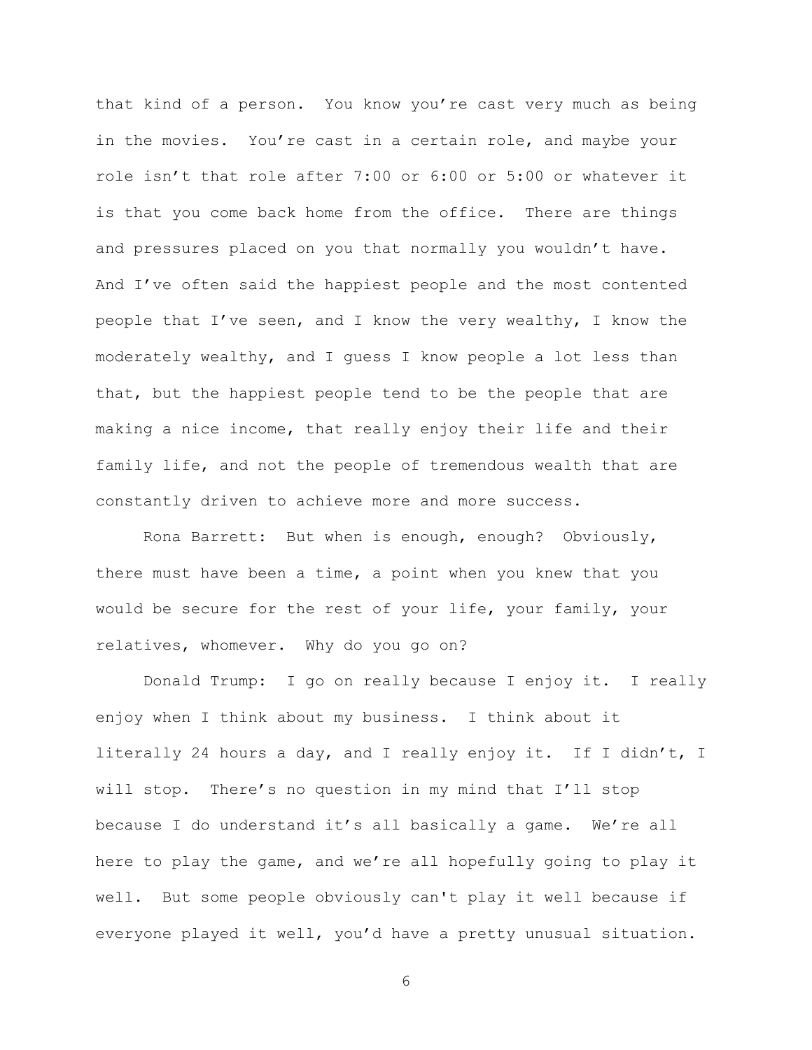that kind of a person. You know you're cast very much as being in the movies. You're cast in a certain role, and maybe your role isn't that role after 7:00 or 6:00 or 5:00 or whatever it is that you come back home from the office. There are things and pressures placed on you that normally you wouldn't have. And I've often said the happiest people and the most contented people that I've seen, and I know the very wealthy, I know the moderately wealthy, and I guess I know people a lot less than that, but the happiest people tend to be the people that are making a nice income, that really enjoy their life and their family life, and not the people of tremendous wealth that are constantly driven to achieve more and more success.

Rona Barrett: But when is enough, enough? Obviously, there must have been a time, a point when you knew that you would be secure for the rest of your life, your family, your relatives, whomever. Why do you go on?

Donald Trump: I go on really because I enjoy it. I really enjoy when I think about my business. I think about it literally 24 hours a day, and I really enjoy it. If I didn't, I will stop. There's no question in my mind that I'll stop because I do understand it's all basically a game. We're all here to play the game, and we're all hopefully going to play it well. But some people obviously can't play it well because if everyone played it well, you'd have a pretty unusual situation.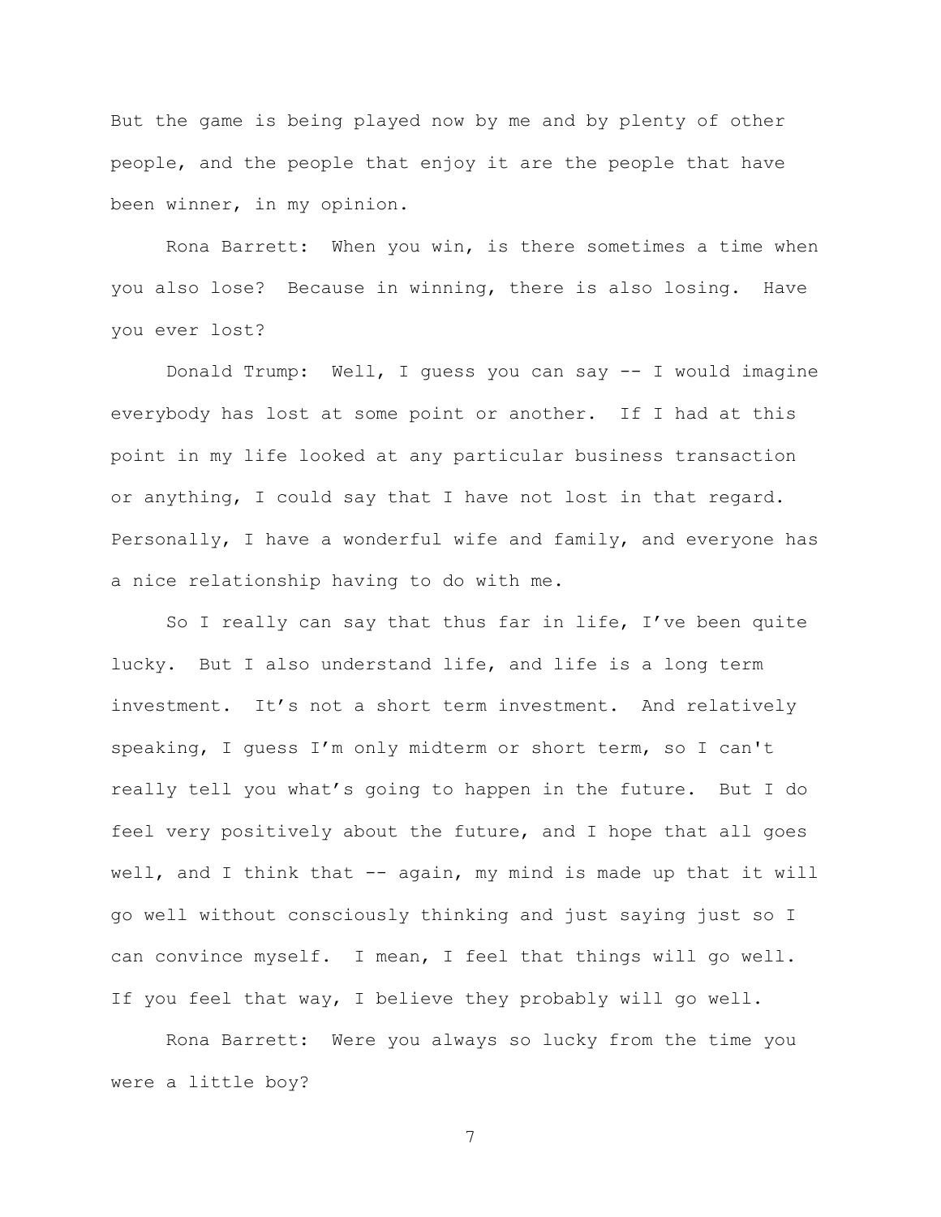But the game is being played now by me and by plenty of other people, and the people that enjoy it are the people that have been winner, in my opinion.

Rona Barrett: When you win, is there sometimes a time when you also lose? Because in winning, there is also losing. Have you ever lost?

Donald Trump: Well, I guess you can say -- I would imagine everybody has lost at some point or another. If I had at this point in my life looked at any particular business transaction or anything, I could say that I have not lost in that regard. Personally, I have a wonderful wife and family, and everyone has a nice relationship having to do with me.

So I really can say that thus far in life, I've been quite lucky. But I also understand life, and life is a long term investment. It's not a short term investment. And relatively speaking, I guess I'm only midterm or short term, so I can't really tell you what's going to happen in the future. But I do feel very positively about the future, and I hope that all goes well, and I think that -- again, my mind is made up that it will go well without consciously thinking and just saying just so I can convince myself. I mean, I feel that things will go well. If you feel that way, I believe they probably will go well.

Rona Barrett: Were you always so lucky from the time you were a little boy?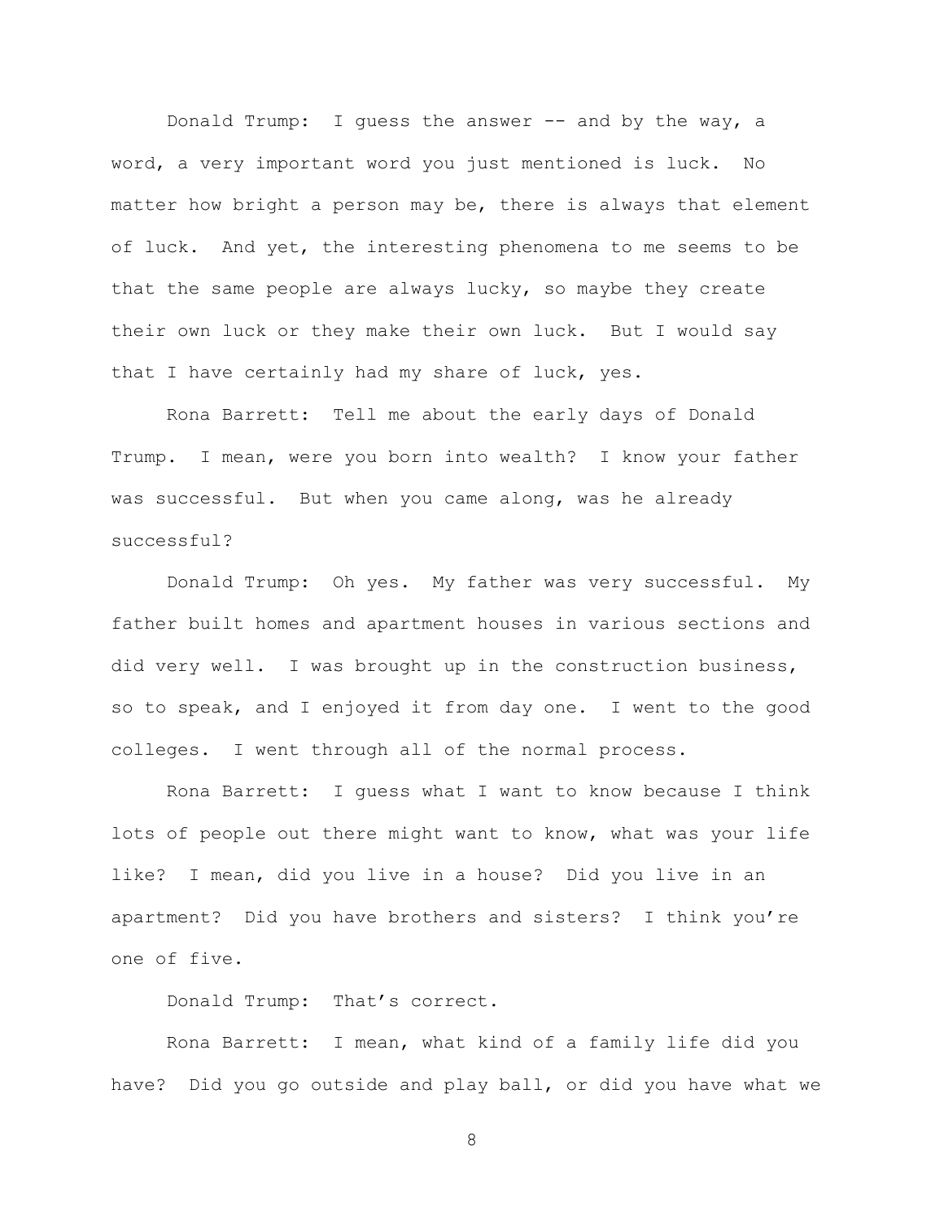Donald Trump: I guess the answer -- and by the way, a word, a very important word you just mentioned is luck. No matter how bright a person may be, there is always that element of luck. And yet, the interesting phenomena to me seems to be that the same people are always lucky, so maybe they create their own luck or they make their own luck. But I would say that I have certainly had my share of luck, yes.

Rona Barrett: Tell me about the early days of Donald Trump. I mean, were you born into wealth? I know your father was successful. But when you came along, was he already successful?

Donald Trump: Oh yes. My father was very successful. My father built homes and apartment houses in various sections and did very well. I was brought up in the construction business, so to speak, and I enjoyed it from day one. I went to the good colleges. I went through all of the normal process.

Rona Barrett: I guess what I want to know because I think lots of people out there might want to know, what was your life like? I mean, did you live in a house? Did you live in an apartment? Did you have brothers and sisters? I think you're one of five.

Donald Trump: That's correct.

Rona Barrett: I mean, what kind of a family life did you have? Did you go outside and play ball, or did you have what we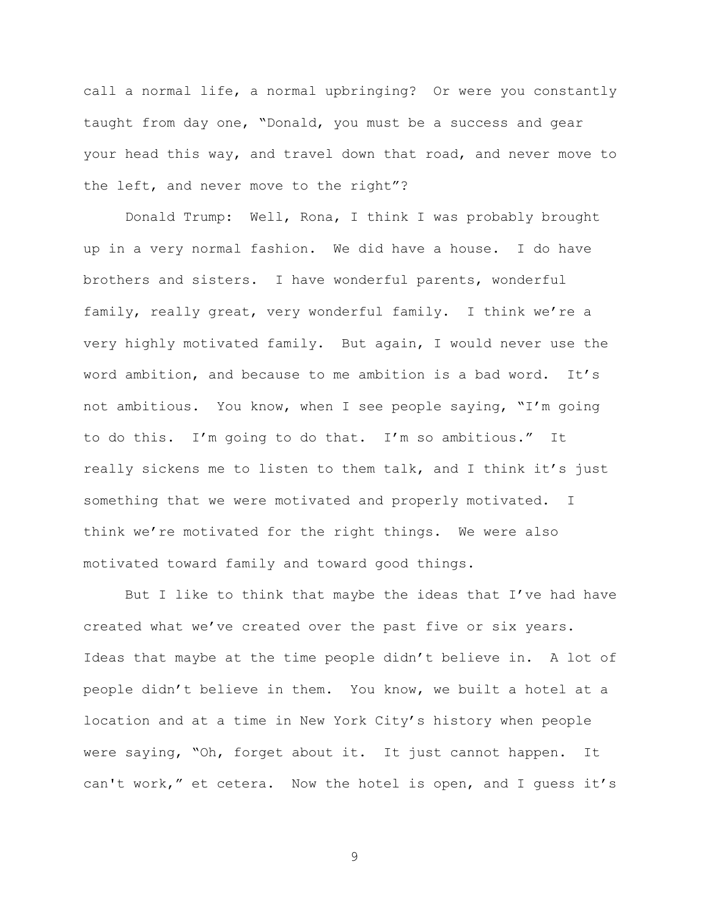call a normal life, a normal upbringing? Or were you constantly taught from day one, "Donald, you must be a success and gear your head this way, and travel down that road, and never move to the left, and never move to the right"?

Donald Trump: Well, Rona, I think I was probably brought up in a very normal fashion. We did have a house. I do have brothers and sisters. I have wonderful parents, wonderful family, really great, very wonderful family. I think we're a very highly motivated family. But again, I would never use the word ambition, and because to me ambition is a bad word. It's not ambitious. You know, when I see people saying, "I'm going to do this. I'm going to do that. I'm so ambitious." It really sickens me to listen to them talk, and I think it's just something that we were motivated and properly motivated. I think we're motivated for the right things. We were also motivated toward family and toward good things.

But I like to think that maybe the ideas that I've had have created what we've created over the past five or six years. Ideas that maybe at the time people didn't believe in. A lot of people didn't believe in them. You know, we built a hotel at a location and at a time in New York City's history when people were saying, "Oh, forget about it. It just cannot happen. It can't work," et cetera. Now the hotel is open, and I guess it's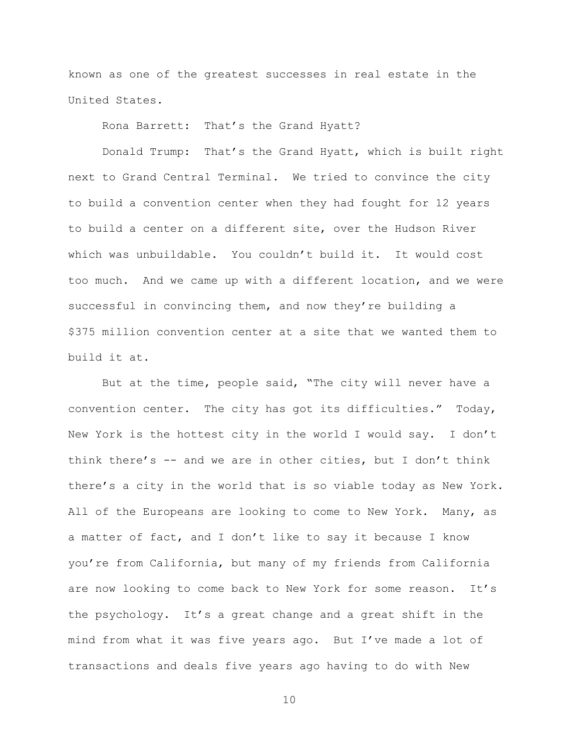known as one of the greatest successes in real estate in the United States.

Rona Barrett: That's the Grand Hyatt?

Donald Trump: That's the Grand Hyatt, which is built right next to Grand Central Terminal. We tried to convince the city to build a convention center when they had fought for 12 years to build a center on a different site, over the Hudson River which was unbuildable. You couldn't build it. It would cost too much. And we came up with a different location, and we were successful in convincing them, and now they're building a $375 million convention center at a site that we wanted them to build it at.

But at the time, people said, "The city will never have a convention center. The city has got its difficulties." Today, New York is the hottest city in the world I would say. I don't think there's -- and we are in other cities, but I don't think there's a city in the world that is so viable today as New York. All of the Europeans are looking to come to New York. Many, as a matter of fact, and I don't like to say it because I know you're from California, but many of my friends from California are now looking to come back to New York for some reason. It's the psychology. It's a great change and a great shift in the mind from what it was five years ago. But I've made a lot of transactions and deals five years ago having to do with New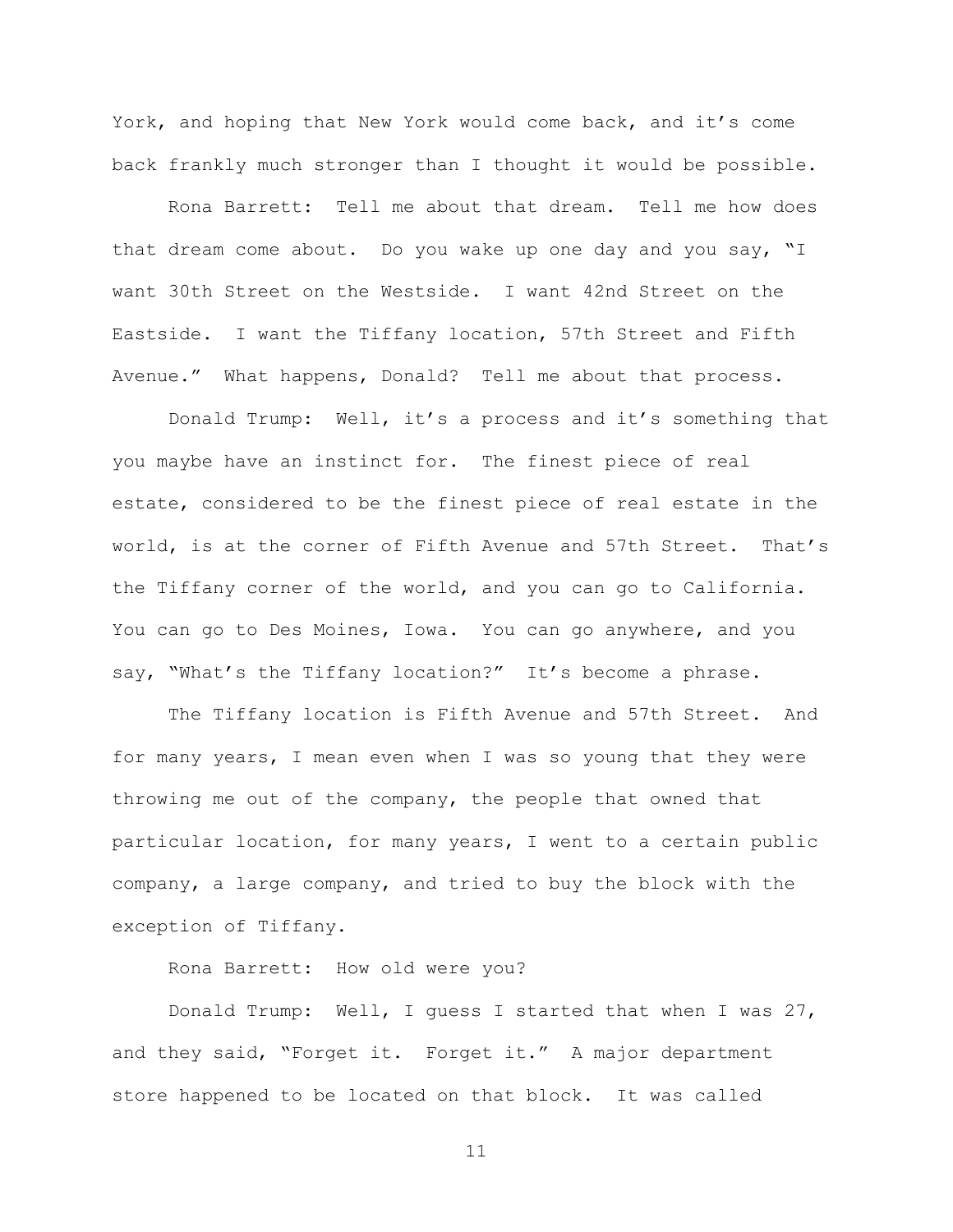York, and hoping that New York would come back, and it's come back frankly much stronger than I thought it would be possible.

Rona Barrett: Tell me about that dream. Tell me how does that dream come about. Do you wake up one day and you say, "I want 30th Street on the Westside. I want 42nd Street on the Eastside. I want the Tiffany location, 57th Street and Fifth Avenue." What happens, Donald? Tell me about that process.

Donald Trump: Well, it's a process and it's something that you maybe have an instinct for. The finest piece of real estate, considered to be the finest piece of real estate in the world, is at the corner of Fifth Avenue and 57th Street. That's the Tiffany corner of the world, and you can go to California. You can go to Des Moines, Iowa. You can go anywhere, and you say, "What's the Tiffany location?" It's become a phrase.

The Tiffany location is Fifth Avenue and 57th Street. And for many years, I mean even when I was so young that they were throwing me out of the company, the people that owned that particular location, for many years, I went to a certain public company, a large company, and tried to buy the block with the exception of Tiffany.

Rona Barrett: How old were you?

Donald Trump: Well, I guess I started that when I was 27, and they said, "Forget it. Forget it." A major department store happened to be located on that block. It was called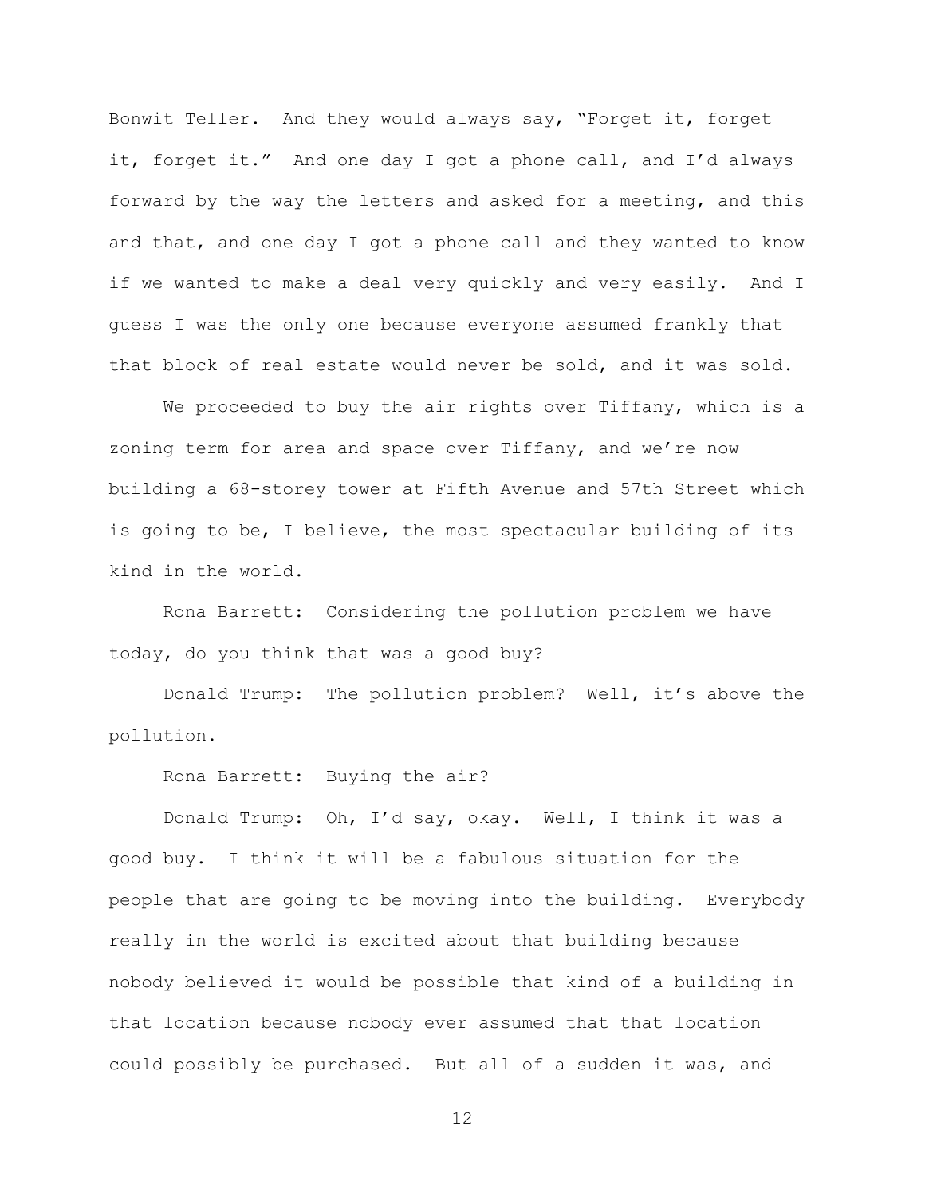Bonwit Teller. And they would always say, "Forget it, forget it, forget it." And one day I got a phone call, and I'd always forward by the way the letters and asked for a meeting, and this and that, and one day I got a phone call and they wanted to know if we wanted to make a deal very quickly and very easily. And I guess I was the only one because everyone assumed frankly that that block of real estate would never be sold, and it was sold.

We proceeded to buy the air rights over Tiffany, which is a zoning term for area and space over Tiffany, and we're now building a 68-storey tower at Fifth Avenue and 57th Street which is going to be, I believe, the most spectacular building of its kind in the world.

Rona Barrett: Considering the pollution problem we have today, do you think that was a good buy?

Donald Trump: The pollution problem? Well, it's above the pollution.

Rona Barrett: Buying the air?

Donald Trump: Oh, I'd say, okay. Well, I think it was a good buy. I think it will be a fabulous situation for the people that are going to be moving into the building. Everybody really in the world is excited about that building because nobody believed it would be possible that kind of a building in that location because nobody ever assumed that that location could possibly be purchased. But all of a sudden it was, and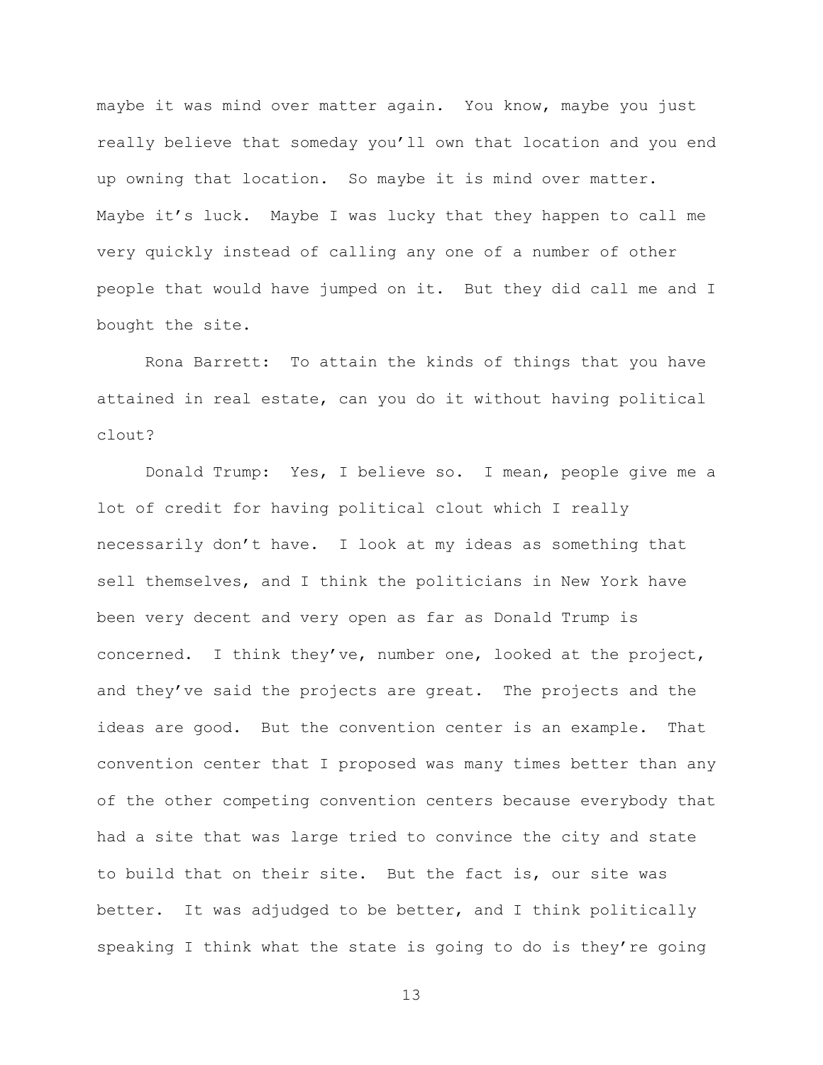maybe it was mind over matter again. You know, maybe you just really believe that someday you'll own that location and you end up owning that location. So maybe it is mind over matter. Maybe it's luck. Maybe I was lucky that they happen to call me very quickly instead of calling any one of a number of other people that would have jumped on it. But they did call me and I bought the site.

Rona Barrett: To attain the kinds of things that you have attained in real estate, can you do it without having political clout?

Donald Trump: Yes, I believe so. I mean, people give me a lot of credit for having political clout which I really necessarily don't have. I look at my ideas as something that sell themselves, and I think the politicians in New York have been very decent and very open as far as Donald Trump is concerned. I think they've, number one, looked at the project, and they've said the projects are great. The projects and the ideas are good. But the convention center is an example. That convention center that I proposed was many times better than any of the other competing convention centers because everybody that had a site that was large tried to convince the city and state to build that on their site. But the fact is, our site was better. It was adjudged to be better, and I think politically speaking I think what the state is going to do is they're going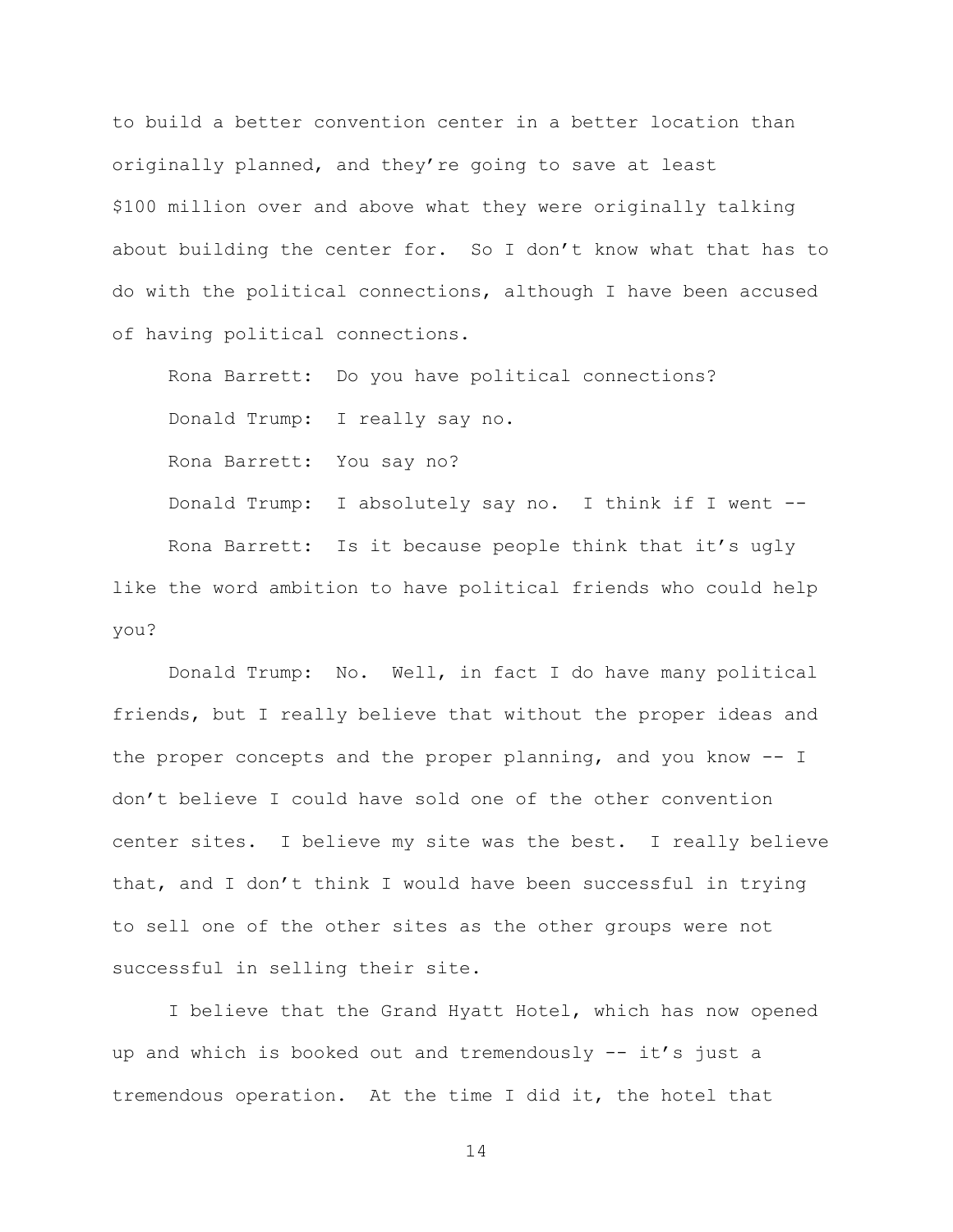to build a better convention center in a better location than originally planned, and they're going to save at least $100 million over and above what they were originally talking about building the center for. So I don't know what that has to do with the political connections, although I have been accused of having political connections.

Rona Barrett: Do you have political connections?

Donald Trump: I really say no.

Rona Barrett: You say no?

Donald Trump: I absolutely say no. I think if I went --

Rona Barrett: Is it because people think that it's ugly like the word ambition to have political friends who could help you?

Donald Trump: No. Well, in fact I do have many political friends, but I really believe that without the proper ideas and the proper concepts and the proper planning, and you know -- I don't believe I could have sold one of the other convention center sites. I believe my site was the best. I really believe that, and I don't think I would have been successful in trying to sell one of the other sites as the other groups were not successful in selling their site.

I believe that the Grand Hyatt Hotel, which has now opened up and which is booked out and tremendously -- it's just a tremendous operation. At the time I did it, the hotel that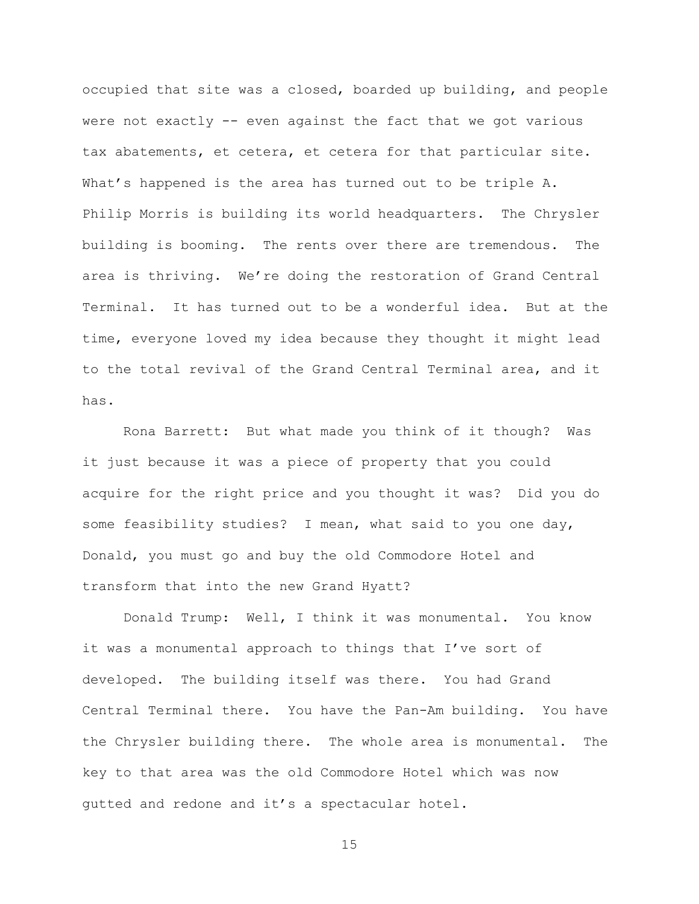occupied that site was a closed, boarded up building, and people were not exactly -- even against the fact that we got various tax abatements, et cetera, et cetera for that particular site. What's happened is the area has turned out to be triple A. Philip Morris is building its world headquarters. The Chrysler building is booming. The rents over there are tremendous. The area is thriving. We're doing the restoration of Grand Central Terminal. It has turned out to be a wonderful idea. But at the time, everyone loved my idea because they thought it might lead to the total revival of the Grand Central Terminal area, and it has.

Rona Barrett: But what made you think of it though? Was it just because it was a piece of property that you could acquire for the right price and you thought it was? Did you do some feasibility studies? I mean, what said to you one day, Donald, you must go and buy the old Commodore Hotel and transform that into the new Grand Hyatt?

Donald Trump: Well, I think it was monumental. You know it was a monumental approach to things that I've sort of developed. The building itself was there. You had Grand Central Terminal there. You have the Pan-Am building. You have the Chrysler building there. The whole area is monumental. The key to that area was the old Commodore Hotel which was now gutted and redone and it's a spectacular hotel.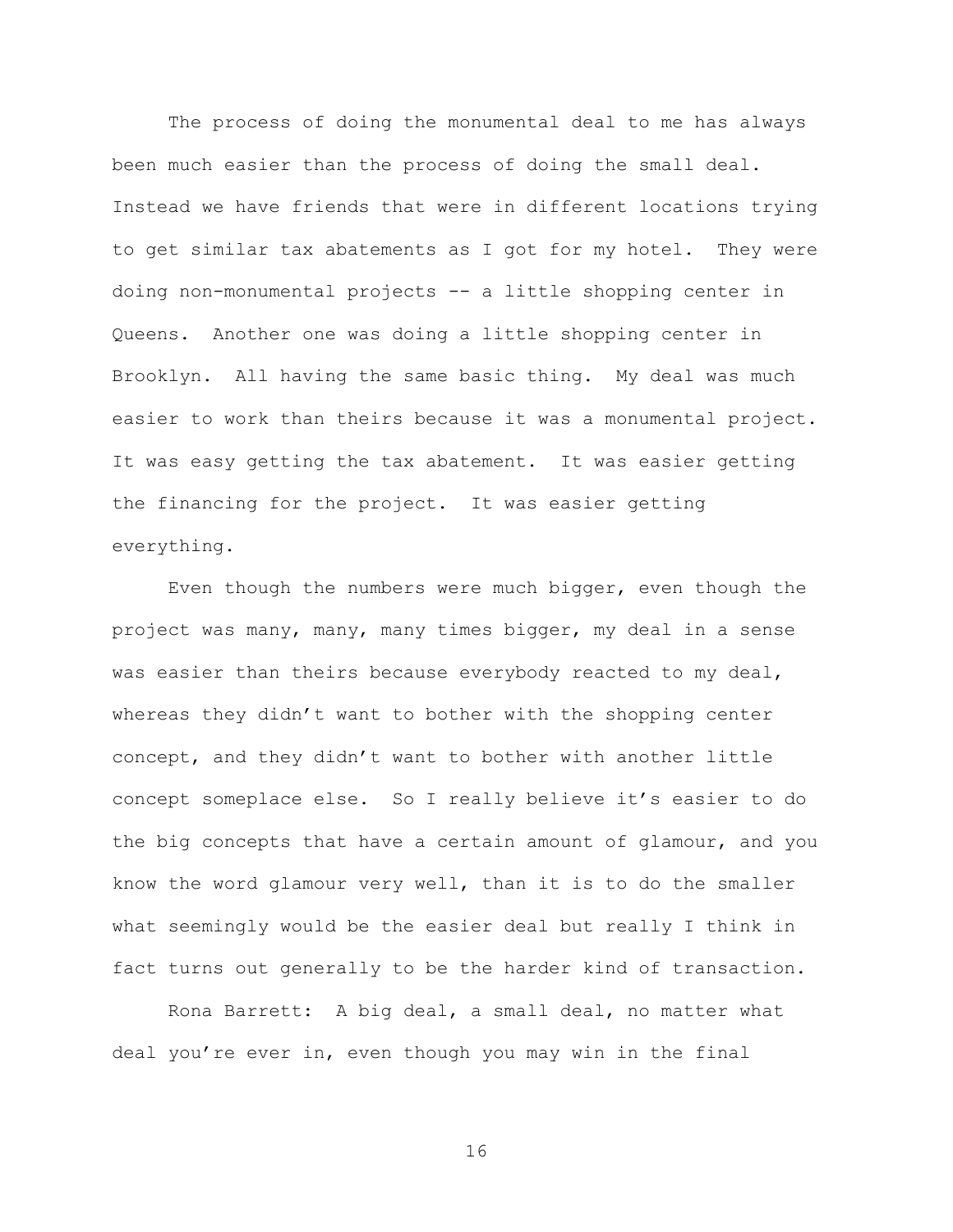The process of doing the monumental deal to me has always been much easier than the process of doing the small deal. Instead we have friends that were in different locations trying to get similar tax abatements as I got for my hotel. They were doing non-monumental projects -- a little shopping center in Queens. Another one was doing a little shopping center in Brooklyn. All having the same basic thing. My deal was much easier to work than theirs because it was a monumental project. It was easy getting the tax abatement. It was easier getting the financing for the project. It was easier getting everything.

Even though the numbers were much bigger, even though the project was many, many, many times bigger, my deal in a sense was easier than theirs because everybody reacted to my deal, whereas they didn't want to bother with the shopping center concept, and they didn't want to bother with another little concept someplace else. So I really believe it's easier to do the big concepts that have a certain amount of glamour, and you know the word glamour very well, than it is to do the smaller what seemingly would be the easier deal but really I think in fact turns out generally to be the harder kind of transaction.

Rona Barrett: A big deal, a small deal, no matter what deal you're ever in, even though you may win in the final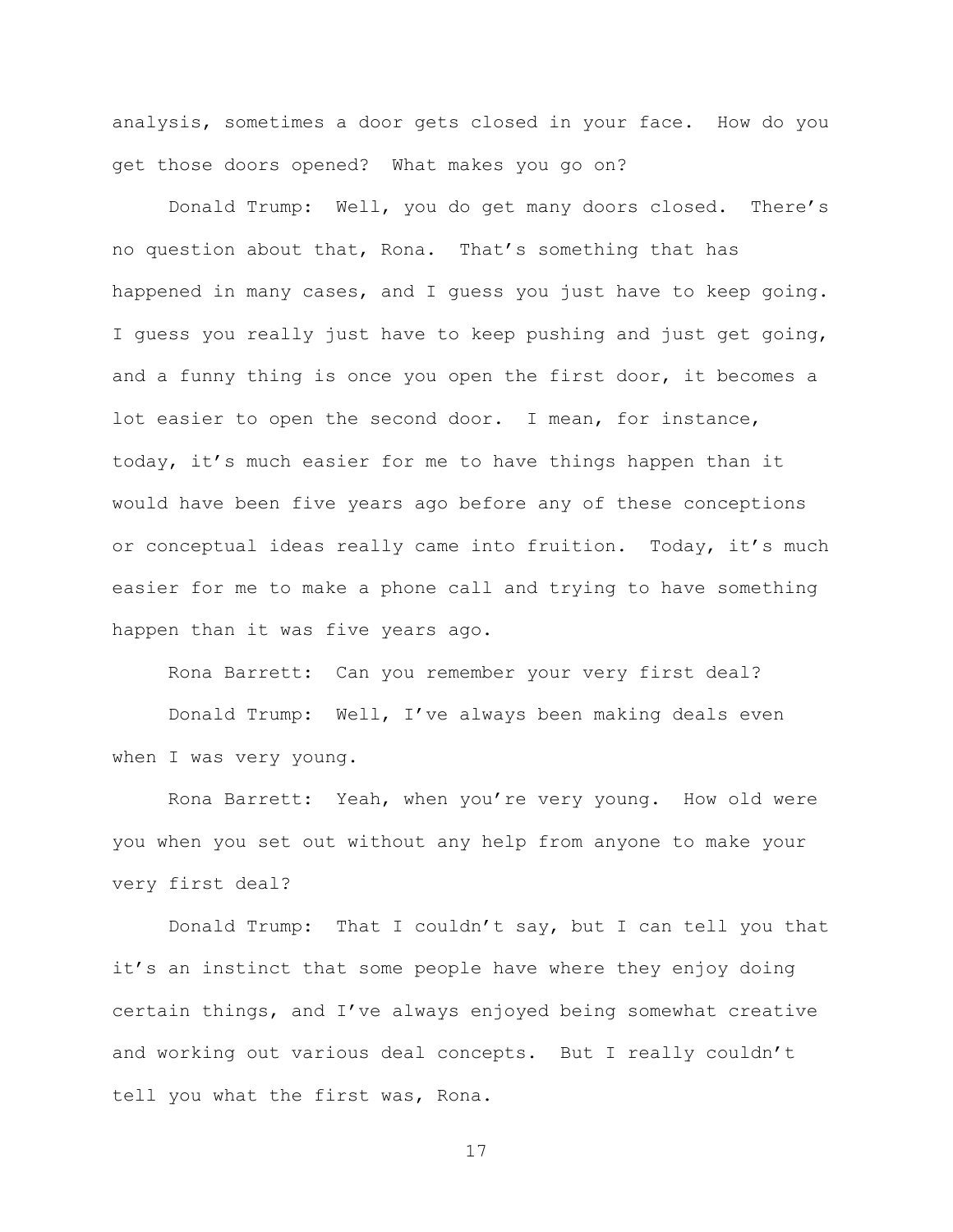analysis, sometimes a door gets closed in your face. How do you get those doors opened? What makes you go on?

Donald Trump: Well, you do get many doors closed. There's no question about that, Rona. That's something that has happened in many cases, and I guess you just have to keep going. I guess you really just have to keep pushing and just get going, and a funny thing is once you open the first door, it becomes a lot easier to open the second door. I mean, for instance, today, it's much easier for me to have things happen than it would have been five years ago before any of these conceptions or conceptual ideas really came into fruition. Today, it's much easier for me to make a phone call and trying to have something happen than it was five years ago.

Rona Barrett: Can you remember your very first deal?

Donald Trump: Well, I've always been making deals even when I was very young.

Rona Barrett: Yeah, when you're very young. How old were you when you set out without any help from anyone to make your very first deal?

Donald Trump: That I couldn't say, but I can tell you that it's an instinct that some people have where they enjoy doing certain things, and I've always enjoyed being somewhat creative and working out various deal concepts. But I really couldn't tell you what the first was, Rona.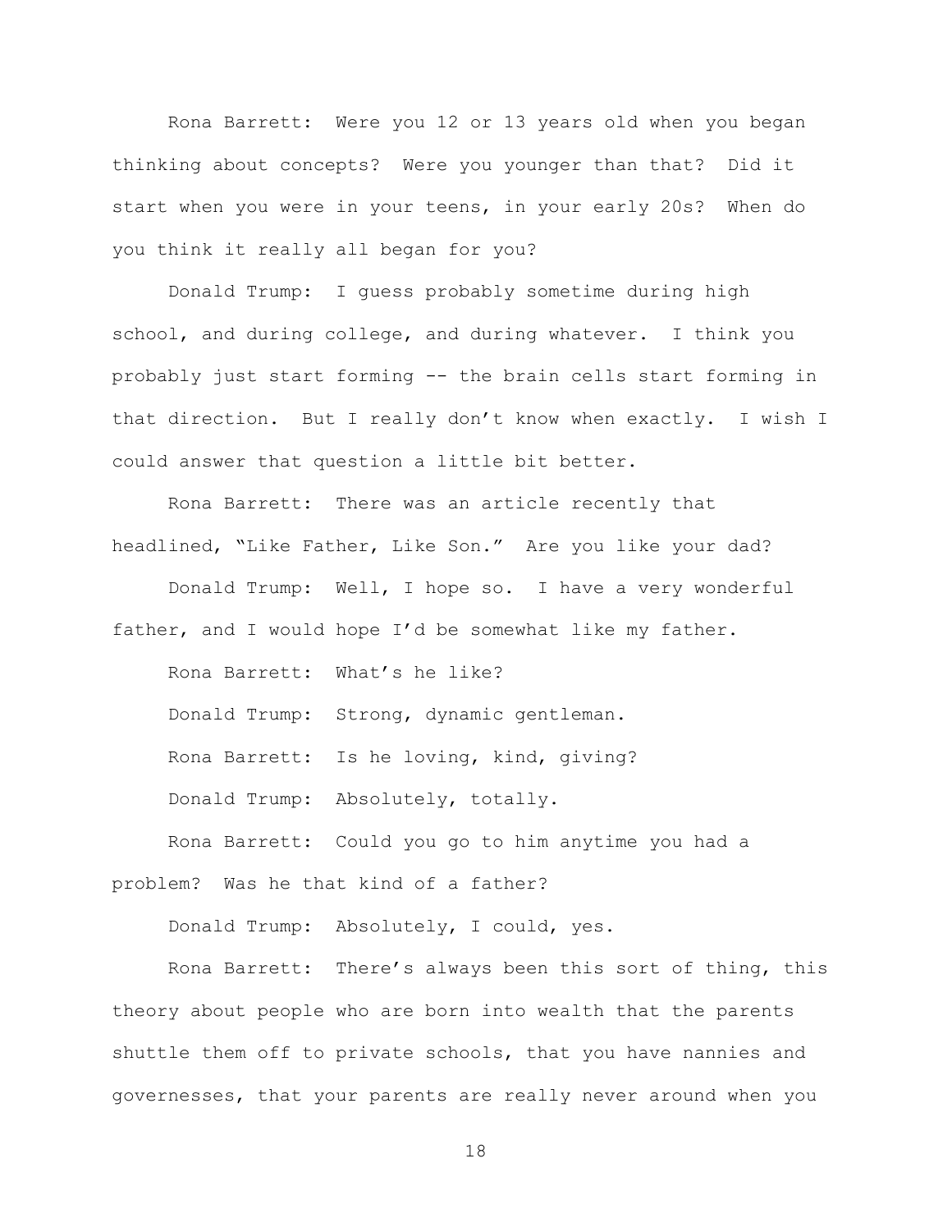Rona Barrett: Were you 12 or 13 years old when you began thinking about concepts? Were you younger than that? Did it start when you were in your teens, in your early 20s? When do you think it really all began for you?

Donald Trump: I guess probably sometime during high school, and during college, and during whatever. I think you probably just start forming -- the brain cells start forming in that direction. But I really don't know when exactly. I wish I could answer that question a little bit better.

Rona Barrett: There was an article recently that headlined, "Like Father, Like Son." Are you like your dad?

Donald Trump: Well, I hope so. I have a very wonderful father, and I would hope I'd be somewhat like my father.

Rona Barrett: What's he like?

Donald Trump: Strong, dynamic gentleman.

Rona Barrett: Is he loving, kind, giving?

Donald Trump: Absolutely, totally.

Rona Barrett: Could you go to him anytime you had a problem? Was he that kind of a father?

Donald Trump: Absolutely, I could, yes.

Rona Barrett: There's always been this sort of thing, this theory about people who are born into wealth that the parents shuttle them off to private schools, that you have nannies and governesses, that your parents are really never around when you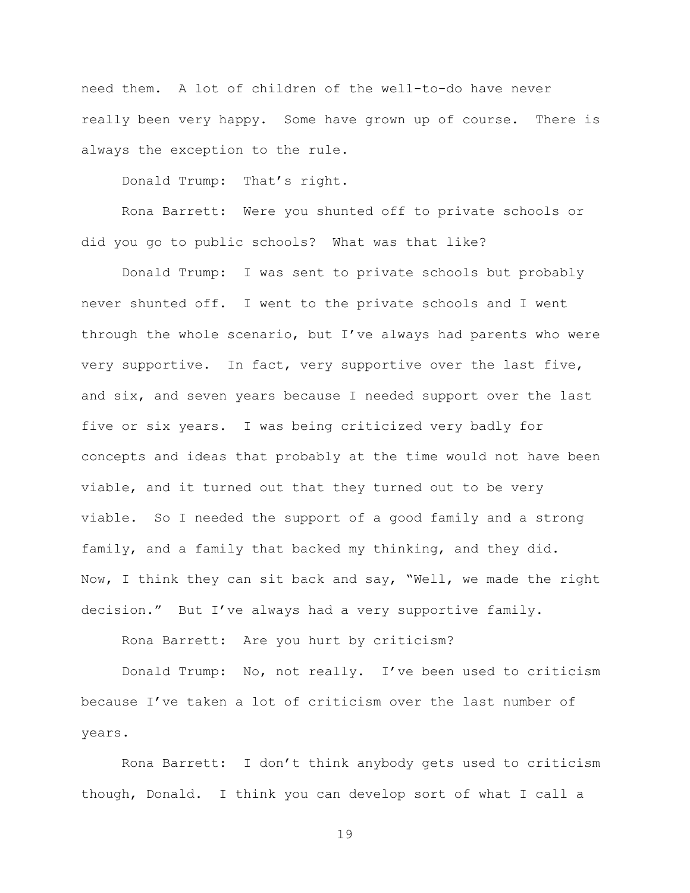need them. A lot of children of the well-to-do have never really been very happy. Some have grown up of course. There is always the exception to the rule.

Donald Trump: That's right.

Rona Barrett: Were you shunted off to private schools or did you go to public schools? What was that like?

Donald Trump: I was sent to private schools but probably never shunted off. I went to the private schools and I went through the whole scenario, but I've always had parents who were very supportive. In fact, very supportive over the last five, and six, and seven years because I needed support over the last five or six years. I was being criticized very badly for concepts and ideas that probably at the time would not have been viable, and it turned out that they turned out to be very viable. So I needed the support of a good family and a strong family, and a family that backed my thinking, and they did. Now, I think they can sit back and say, "Well, we made the right decision." But I've always had a very supportive family.

Rona Barrett: Are you hurt by criticism?

Donald Trump: No, not really. I've been used to criticism because I've taken a lot of criticism over the last number of years.

Rona Barrett: I don't think anybody gets used to criticism though, Donald. I think you can develop sort of what I call a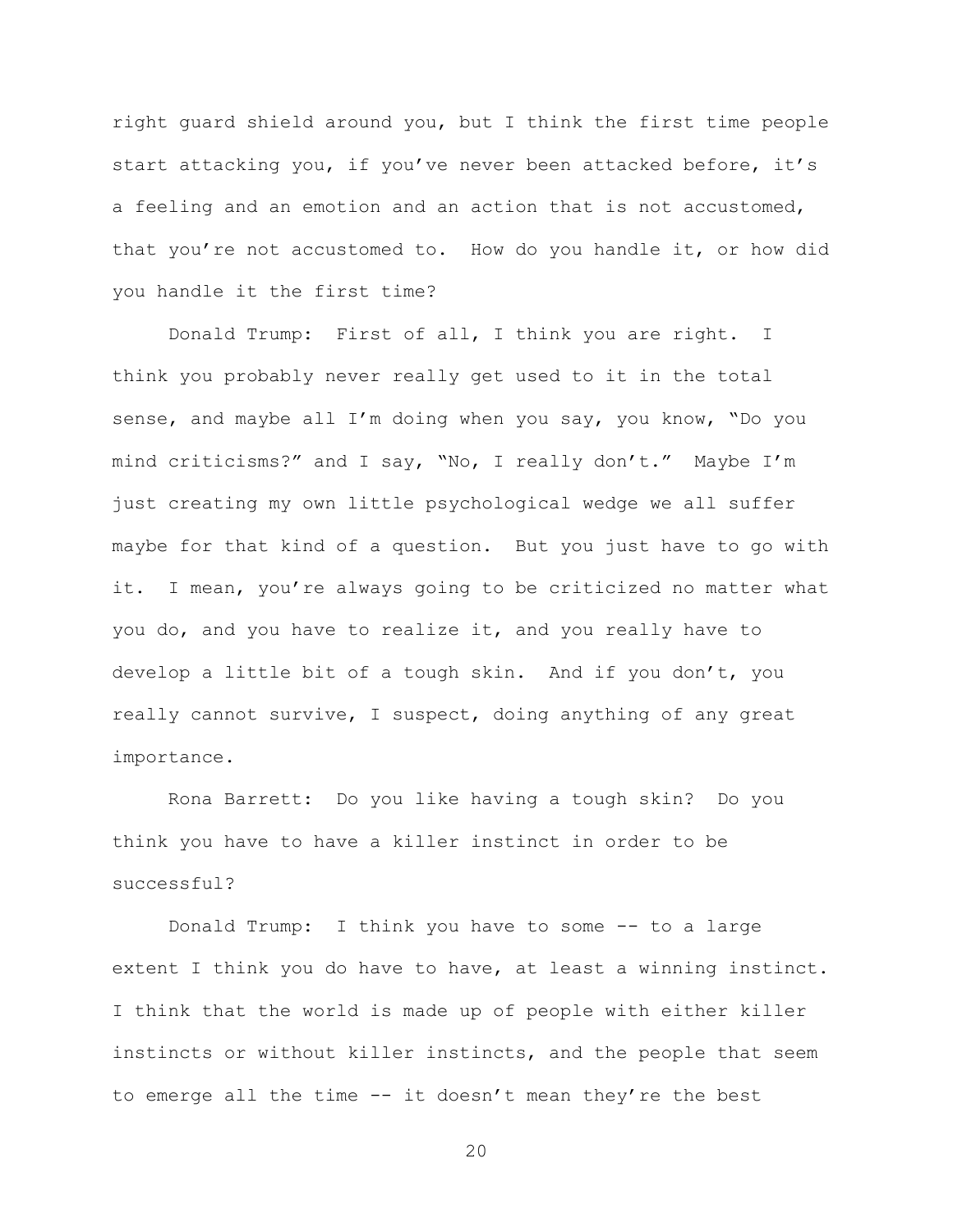right guard shield around you, but I think the first time people start attacking you, if you've never been attacked before, it's a feeling and an emotion and an action that is not accustomed, that you're not accustomed to. How do you handle it, or how did you handle it the first time?

Donald Trump: First of all, I think you are right. I think you probably never really get used to it in the total sense, and maybe all I'm doing when you say, you know, "Do you mind criticisms?" and I say, "No, I really don't." Maybe I'm just creating my own little psychological wedge we all suffer maybe for that kind of a question. But you just have to go with it. I mean, you're always going to be criticized no matter what you do, and you have to realize it, and you really have to develop a little bit of a tough skin. And if you don't, you really cannot survive, I suspect, doing anything of any great importance.

Rona Barrett: Do you like having a tough skin? Do you think you have to have a killer instinct in order to be successful?

Donald Trump: I think you have to some -- to a large extent I think you do have to have, at least a winning instinct. I think that the world is made up of people with either killer instincts or without killer instincts, and the people that seem to emerge all the time -- it doesn't mean they're the best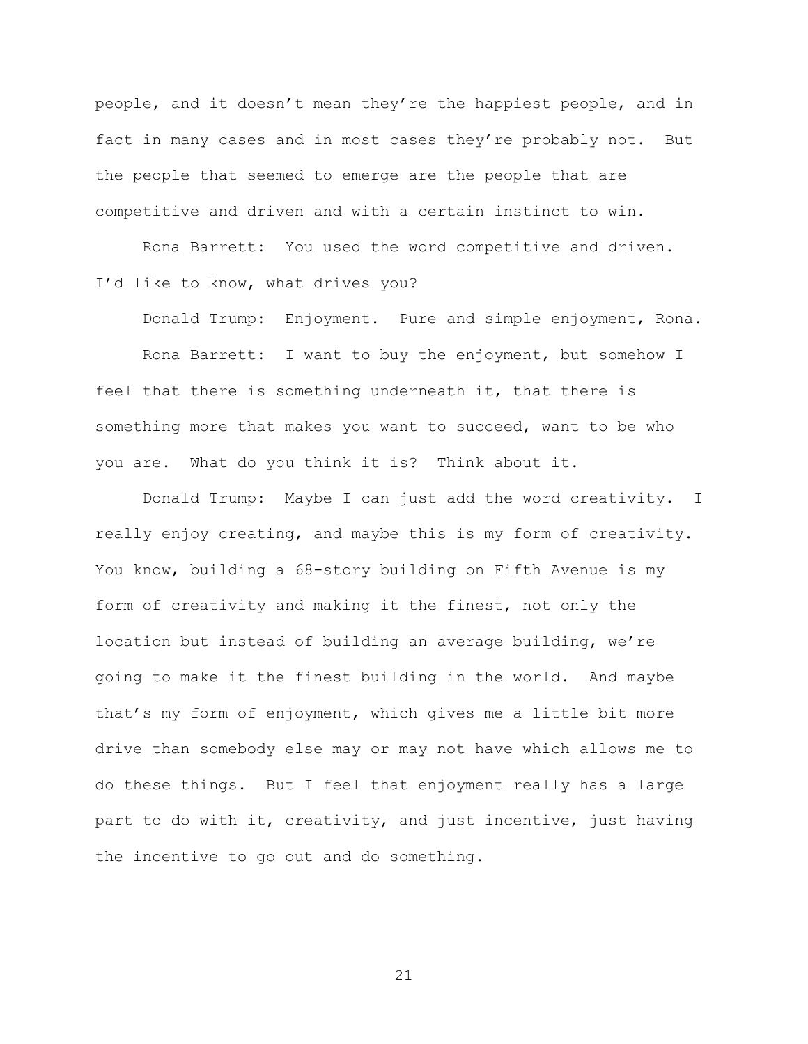people, and it doesn't mean they're the happiest people, and in fact in many cases and in most cases they're probably not. But the people that seemed to emerge are the people that are competitive and driven and with a certain instinct to win.

Rona Barrett: You used the word competitive and driven. I'd like to know, what drives you?

Donald Trump: Enjoyment. Pure and simple enjoyment, Rona.

Rona Barrett: I want to buy the enjoyment, but somehow I feel that there is something underneath it, that there is something more that makes you want to succeed, want to be who you are. What do you think it is? Think about it.

Donald Trump: Maybe I can just add the word creativity. I really enjoy creating, and maybe this is my form of creativity. You know, building a 68-story building on Fifth Avenue is my form of creativity and making it the finest, not only the location but instead of building an average building, we're going to make it the finest building in the world. And maybe that's my form of enjoyment, which gives me a little bit more drive than somebody else may or may not have which allows me to do these things. But I feel that enjoyment really has a large part to do with it, creativity, and just incentive, just having the incentive to go out and do something.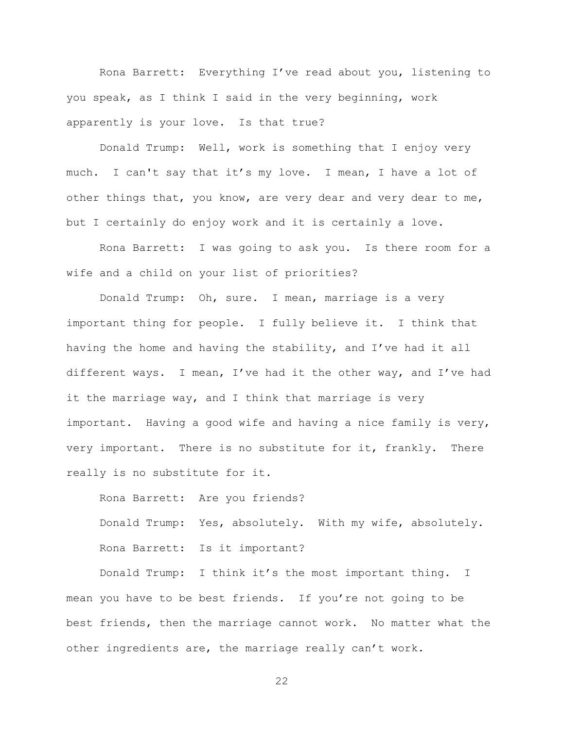Rona Barrett: Everything I've read about you, listening to you speak, as I think I said in the very beginning, work apparently is your love. Is that true?

Donald Trump: Well, work is something that I enjoy very much. I can't say that it's my love. I mean, I have a lot of other things that, you know, are very dear and very dear to me, but I certainly do enjoy work and it is certainly a love.

Rona Barrett: I was going to ask you. Is there room for a wife and a child on your list of priorities?

Donald Trump: Oh, sure. I mean, marriage is a very important thing for people. I fully believe it. I think that having the home and having the stability, and I've had it all different ways. I mean, I've had it the other way, and I've had it the marriage way, and I think that marriage is very important. Having a good wife and having a nice family is very, very important. There is no substitute for it, frankly. There really is no substitute for it.

Rona Barrett: Are you friends?

Donald Trump: Yes, absolutely. With my wife, absolutely.

Rona Barrett: Is it important?

Donald Trump: I think it's the most important thing. I mean you have to be best friends. If you're not going to be best friends, then the marriage cannot work. No matter what the other ingredients are, the marriage really can't work.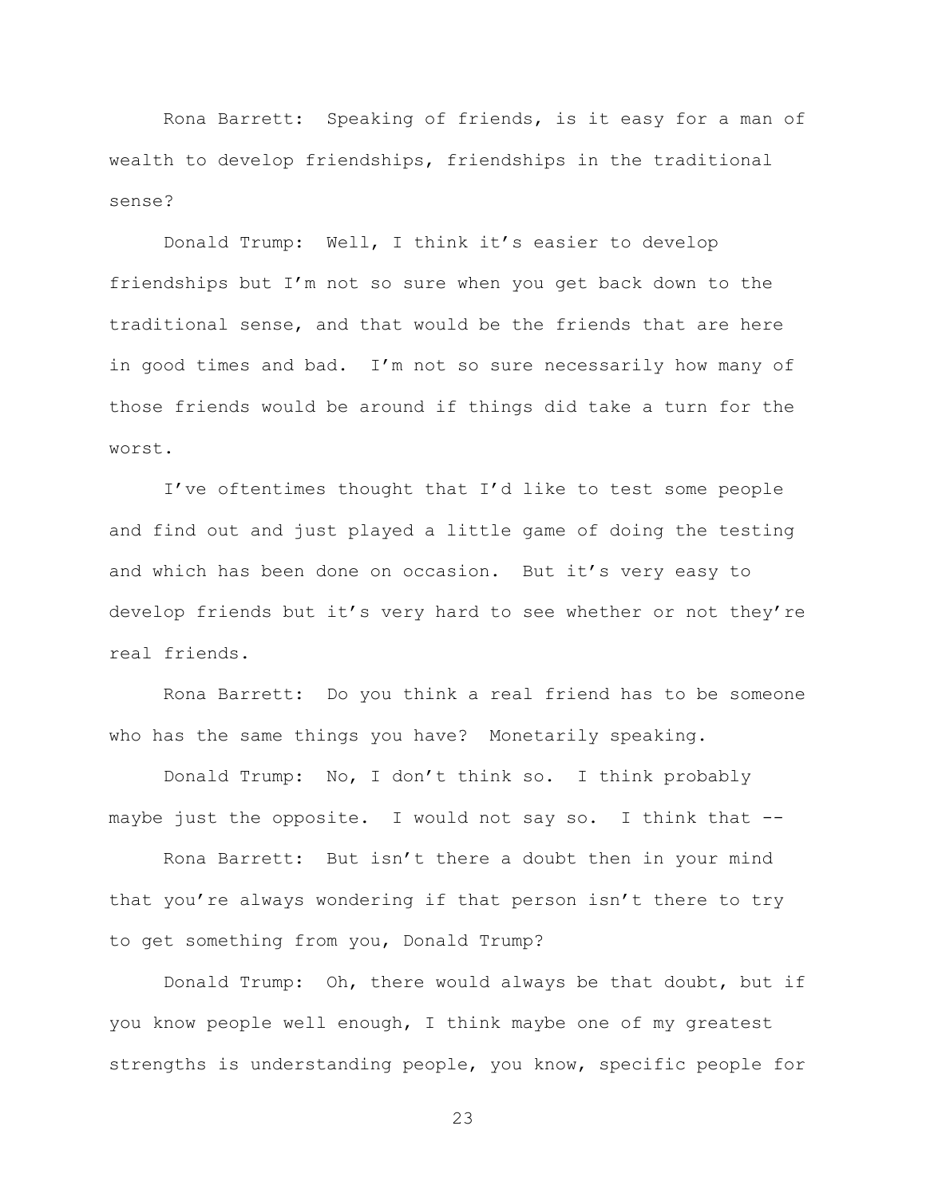Rona Barrett: Speaking of friends, is it easy for a man of wealth to develop friendships, friendships in the traditional sense?

Donald Trump: Well, I think it's easier to develop friendships but I'm not so sure when you get back down to the traditional sense, and that would be the friends that are here in good times and bad. I'm not so sure necessarily how many of those friends would be around if things did take a turn for the worst.

I've oftentimes thought that I'd like to test some people and find out and just played a little game of doing the testing and which has been done on occasion. But it's very easy to develop friends but it's very hard to see whether or not they're real friends.

Rona Barrett: Do you think a real friend has to be someone who has the same things you have? Monetarily speaking.

Donald Trump: No, I don't think so. I think probably maybe just the opposite. I would not say so. I think that --

Rona Barrett: But isn't there a doubt then in your mind that you're always wondering if that person isn't there to try to get something from you, Donald Trump?

Donald Trump: Oh, there would always be that doubt, but if you know people well enough, I think maybe one of my greatest strengths is understanding people, you know, specific people for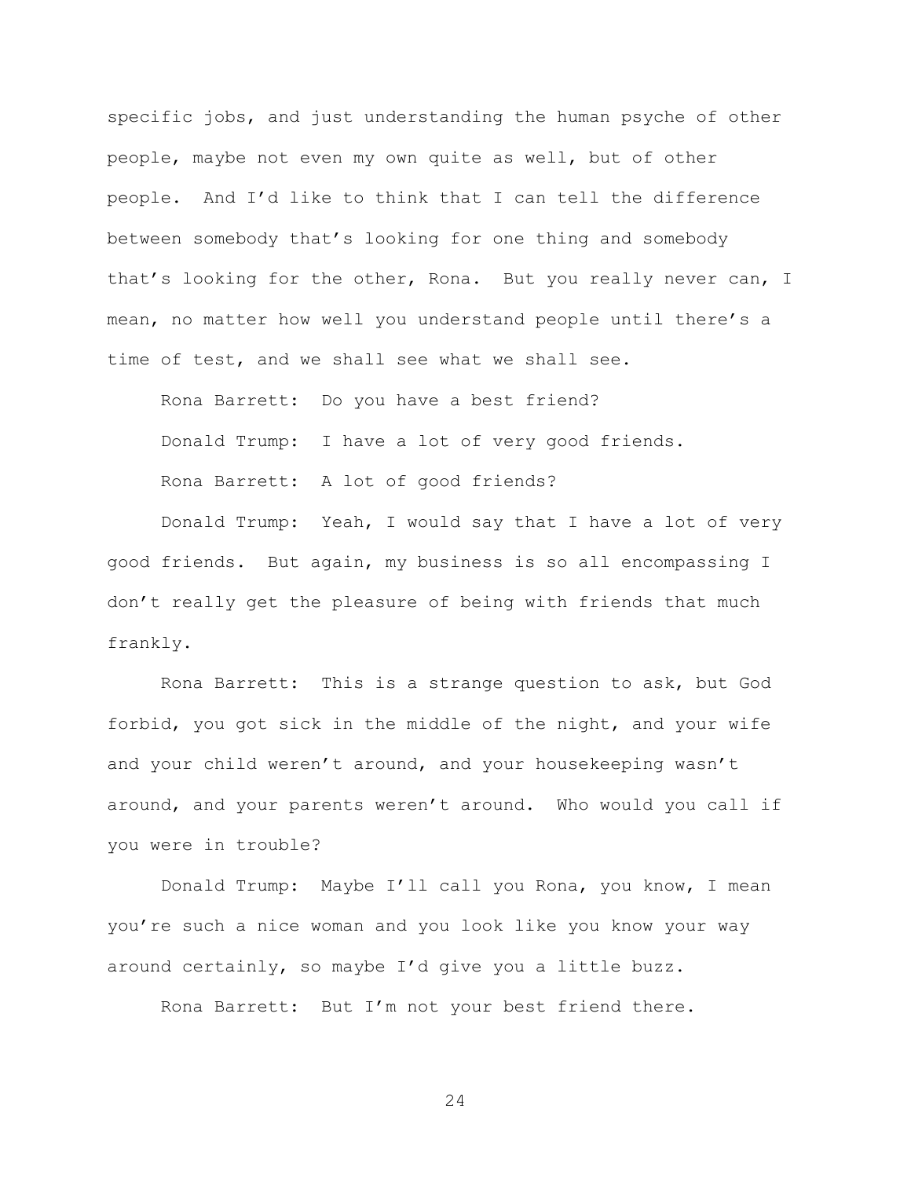specific jobs, and just understanding the human psyche of other people, maybe not even my own quite as well, but of other people. And I'd like to think that I can tell the difference between somebody that's looking for one thing and somebody that's looking for the other, Rona. But you really never can, I mean, no matter how well you understand people until there's a time of test, and we shall see what we shall see.

Rona Barrett: Do you have a best friend?

Donald Trump: I have a lot of very good friends.

Rona Barrett: A lot of good friends?

Donald Trump: Yeah, I would say that I have a lot of very good friends. But again, my business is so all encompassing I don't really get the pleasure of being with friends that much frankly.

Rona Barrett: This is a strange question to ask, but God forbid, you got sick in the middle of the night, and your wife and your child weren't around, and your housekeeping wasn't around, and your parents weren't around. Who would you call if you were in trouble?

Donald Trump: Maybe I'll call you Rona, you know, I mean you're such a nice woman and you look like you know your way around certainly, so maybe I'd give you a little buzz.

Rona Barrett: But I'm not your best friend there.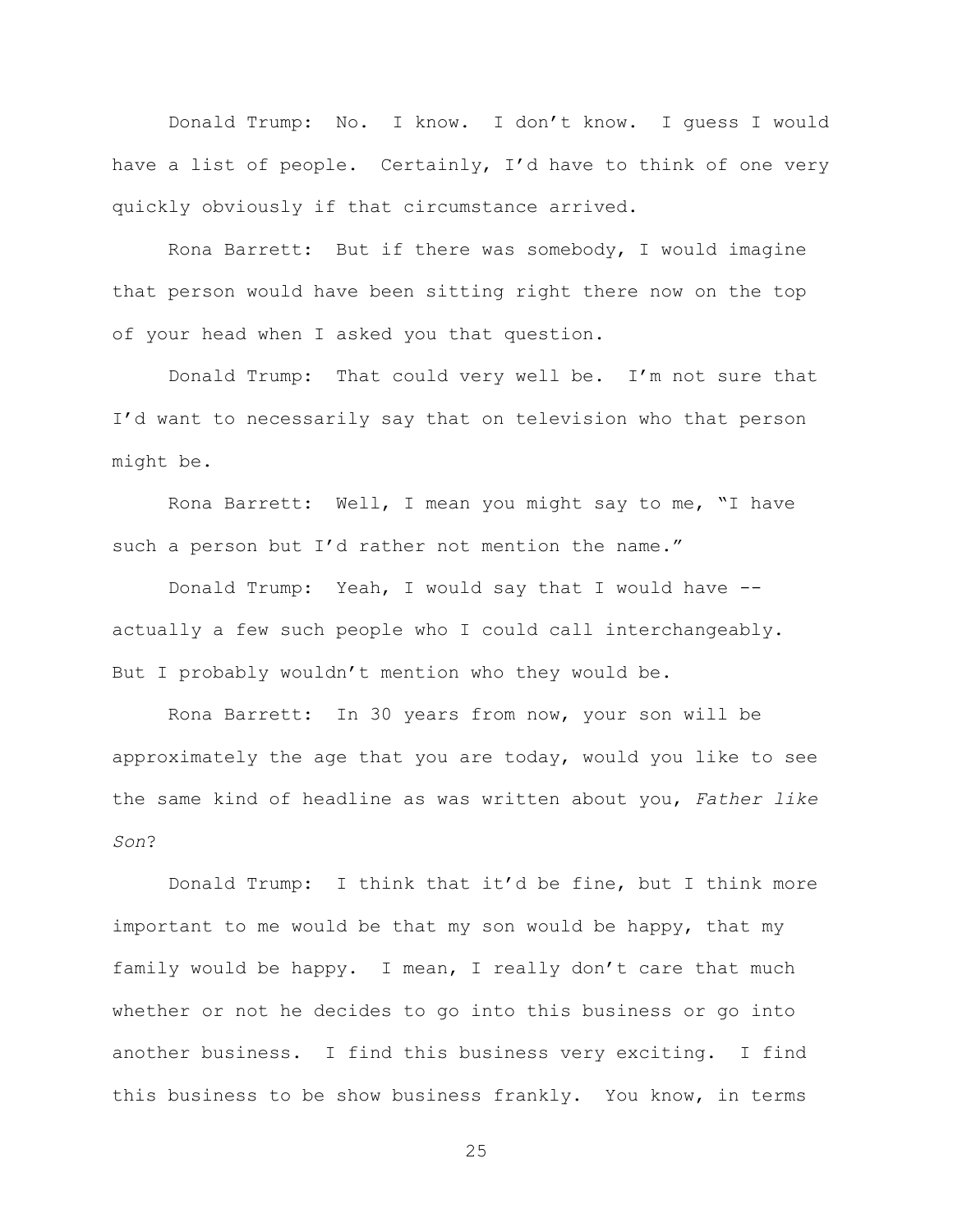Donald Trump: No. I know. I don't know. I guess I would have a list of people. Certainly, I'd have to think of one very quickly obviously if that circumstance arrived.

Rona Barrett: But if there was somebody, I would imagine that person would have been sitting right there now on the top of your head when I asked you that question.

Donald Trump: That could very well be. I'm not sure that I'd want to necessarily say that on television who that person might be.

Rona Barrett: Well, I mean you might say to me, "I have such a person but I'd rather not mention the name."

Donald Trump: Yeah, I would say that I would have -- actually a few such people who I could call interchangeably. But I probably wouldn't mention who they would be.

Rona Barrett: In 30 years from now, your son will be approximately the age that you are today, would you like to see the same kind of headline as was written about you, *Father like Son*?

Donald Trump: I think that it'd be fine, but I think more important to me would be that my son would be happy, that my family would be happy. I mean, I really don't care that much whether or not he decides to go into this business or go into another business. I find this business very exciting. I find this business to be show business frankly. You know, in terms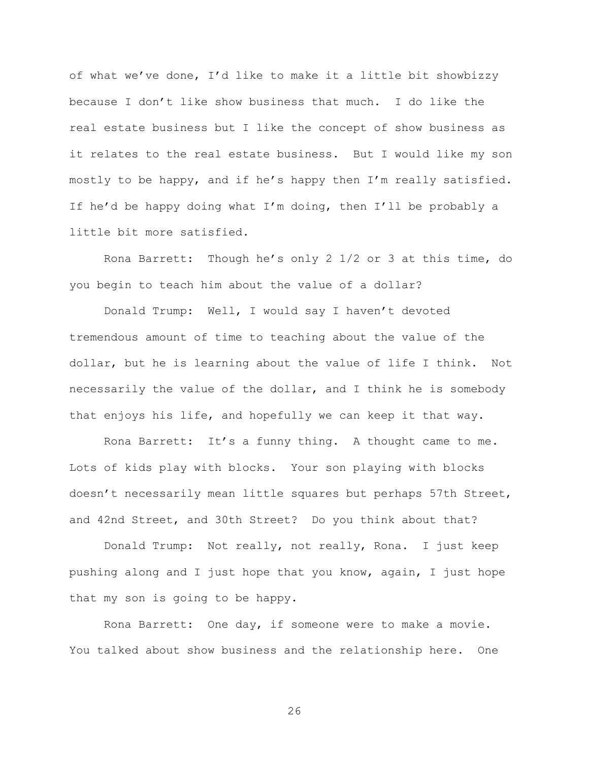of what we've done, I'd like to make it a little bit showbizzy because I don't like show business that much. I do like the real estate business but I like the concept of show business as it relates to the real estate business. But I would like my son mostly to be happy, and if he's happy then I'm really satisfied. If he'd be happy doing what I'm doing, then I'll be probably a little bit more satisfied.

Rona Barrett: Though he's only 2 1/2 or 3 at this time, do you begin to teach him about the value of a dollar?

Donald Trump: Well, I would say I haven't devoted tremendous amount of time to teaching about the value of the dollar, but he is learning about the value of life I think. Not necessarily the value of the dollar, and I think he is somebody that enjoys his life, and hopefully we can keep it that way.

Rona Barrett: It's a funny thing. A thought came to me. Lots of kids play with blocks. Your son playing with blocks doesn't necessarily mean little squares but perhaps 57th Street, and 42nd Street, and 30th Street? Do you think about that?

Donald Trump: Not really, not really, Rona. I just keep pushing along and I just hope that you know, again, I just hope that my son is going to be happy.

Rona Barrett: One day, if someone were to make a movie. You talked about show business and the relationship here. One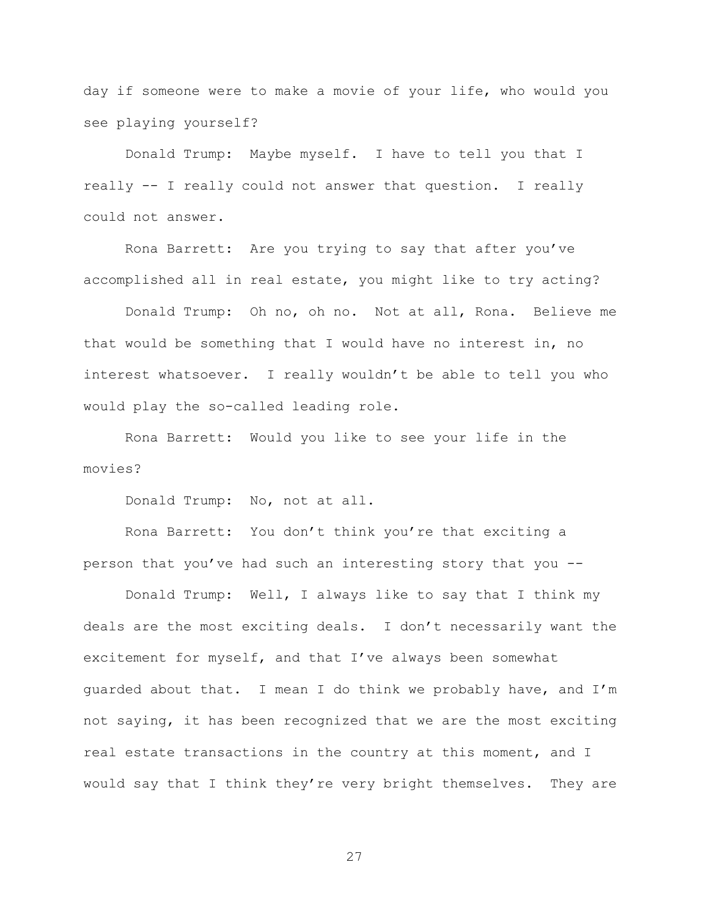day if someone were to make a movie of your life, who would you see playing yourself?

Donald Trump: Maybe myself. I have to tell you that I really -- I really could not answer that question. I really could not answer.

Rona Barrett: Are you trying to say that after you've accomplished all in real estate, you might like to try acting?

Donald Trump: Oh no, oh no. Not at all, Rona. Believe me that would be something that I would have no interest in, no interest whatsoever. I really wouldn't be able to tell you who would play the so-called leading role.

Rona Barrett: Would you like to see your life in the movies?

Donald Trump: No, not at all.

Rona Barrett: You don't think you're that exciting a person that you've had such an interesting story that you --

Donald Trump: Well, I always like to say that I think my deals are the most exciting deals. I don't necessarily want the excitement for myself, and that I've always been somewhat guarded about that. I mean I do think we probably have, and I'm not saying, it has been recognized that we are the most exciting real estate transactions in the country at this moment, and I would say that I think they're very bright themselves. They are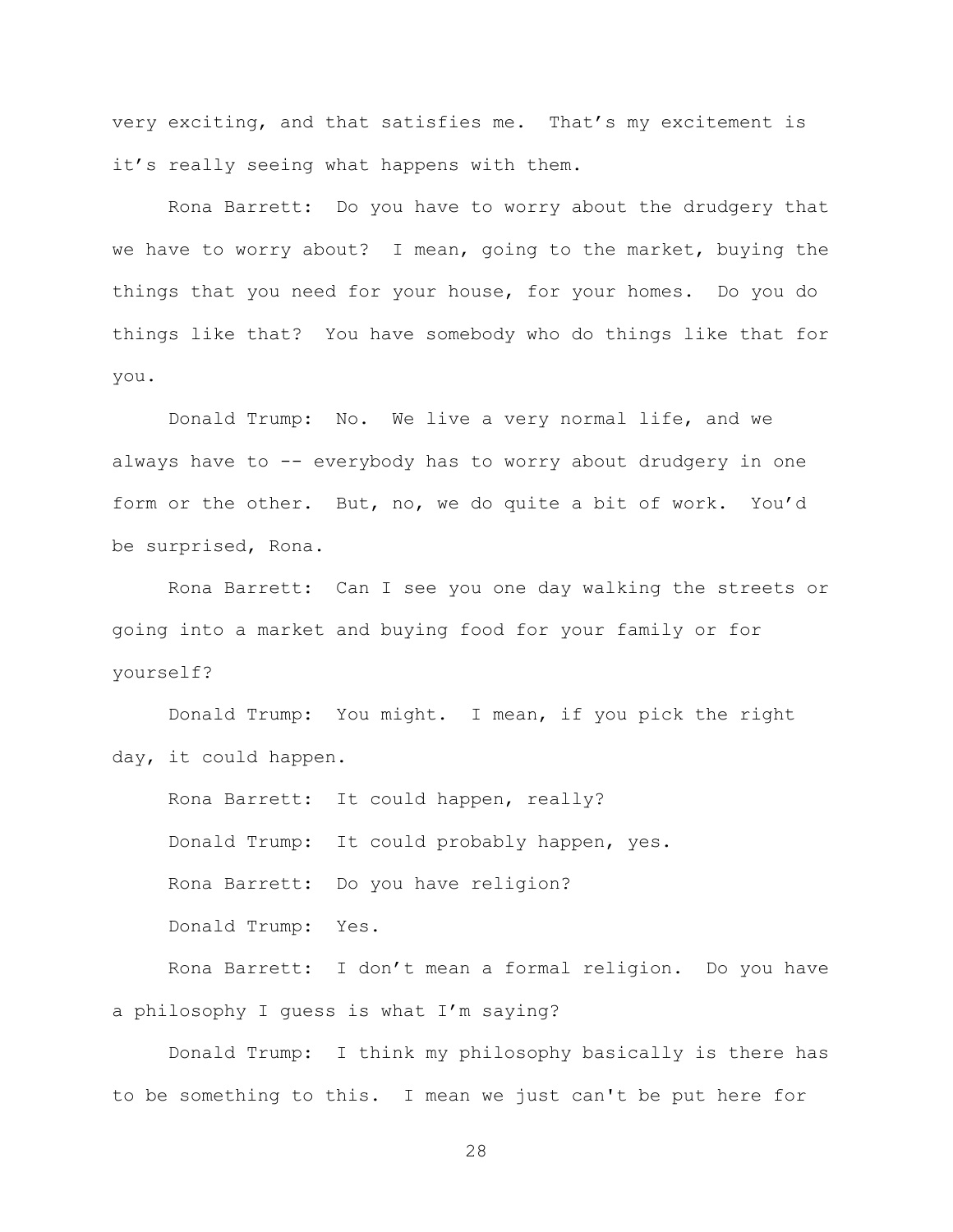very exciting, and that satisfies me. That's my excitement is it's really seeing what happens with them.

Rona Barrett: Do you have to worry about the drudgery that we have to worry about? I mean, going to the market, buying the things that you need for your house, for your homes. Do you do things like that? You have somebody who do things like that for you.

Donald Trump: No. We live a very normal life, and we always have to -- everybody has to worry about drudgery in one form or the other. But, no, we do quite a bit of work. You'd be surprised, Rona.

Rona Barrett: Can I see you one day walking the streets or going into a market and buying food for your family or for yourself?

Donald Trump: You might. I mean, if you pick the right day, it could happen.

Rona Barrett: It could happen, really?

Donald Trump: It could probably happen, yes.

Rona Barrett: Do you have religion?

Donald Trump: Yes.

Rona Barrett: I don't mean a formal religion. Do you have a philosophy I guess is what I'm saying?

Donald Trump: I think my philosophy basically is there has to be something to this. I mean we just can't be put here for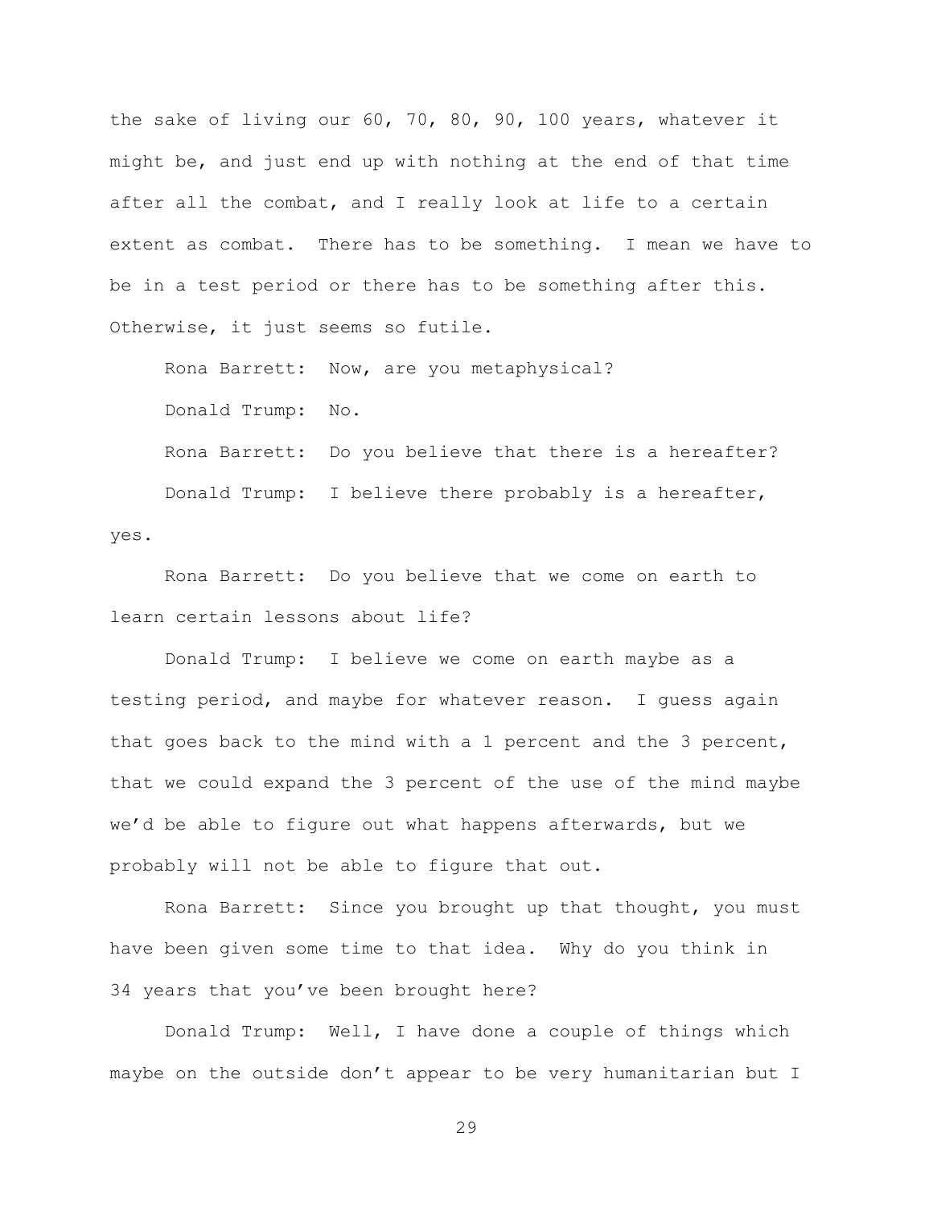the sake of living our 60, 70, 80, 90, 100 years, whatever it might be, and just end up with nothing at the end of that time after all the combat, and I really look at life to a certain extent as combat. There has to be something. I mean we have to be in a test period or there has to be something after this. Otherwise, it just seems so futile.

Rona Barrett: Now, are you metaphysical?

Donald Trump: No.

Rona Barrett: Do you believe that there is a hereafter?

Donald Trump: I believe there probably is a hereafter, yes.

Rona Barrett: Do you believe that we come on earth to learn certain lessons about life?

Donald Trump: I believe we come on earth maybe as a testing period, and maybe for whatever reason. I guess again that goes back to the mind with a 1 percent and the 3 percent, that we could expand the 3 percent of the use of the mind maybe we'd be able to figure out what happens afterwards, but we probably will not be able to figure that out.

Rona Barrett: Since you brought up that thought, you must have been given some time to that idea. Why do you think in 34 years that you've been brought here?

Donald Trump: Well, I have done a couple of things which maybe on the outside don't appear to be very humanitarian but I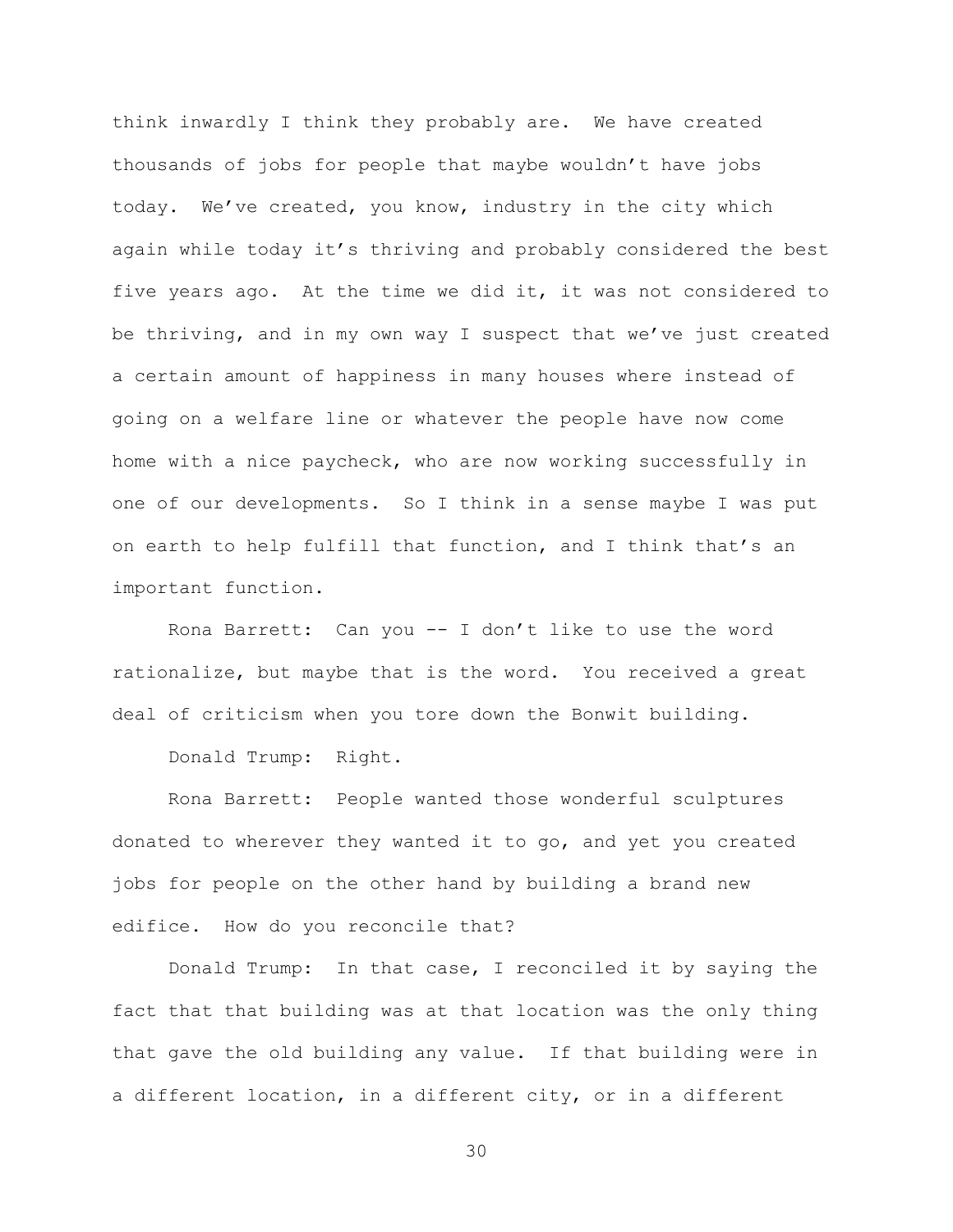think inwardly I think they probably are. We have created thousands of jobs for people that maybe wouldn't have jobs today. We've created, you know, industry in the city which again while today it's thriving and probably considered the best five years ago. At the time we did it, it was not considered to be thriving, and in my own way I suspect that we've just created a certain amount of happiness in many houses where instead of going on a welfare line or whatever the people have now come home with a nice paycheck, who are now working successfully in one of our developments. So I think in a sense maybe I was put on earth to help fulfill that function, and I think that's an important function.

Rona Barrett: Can you -- I don't like to use the word rationalize, but maybe that is the word. You received a great deal of criticism when you tore down the Bonwit building.

Donald Trump: Right.

Rona Barrett: People wanted those wonderful sculptures donated to wherever they wanted it to go, and yet you created jobs for people on the other hand by building a brand new edifice. How do you reconcile that?

Donald Trump: In that case, I reconciled it by saying the fact that that building was at that location was the only thing that gave the old building any value. If that building were in a different location, in a different city, or in a different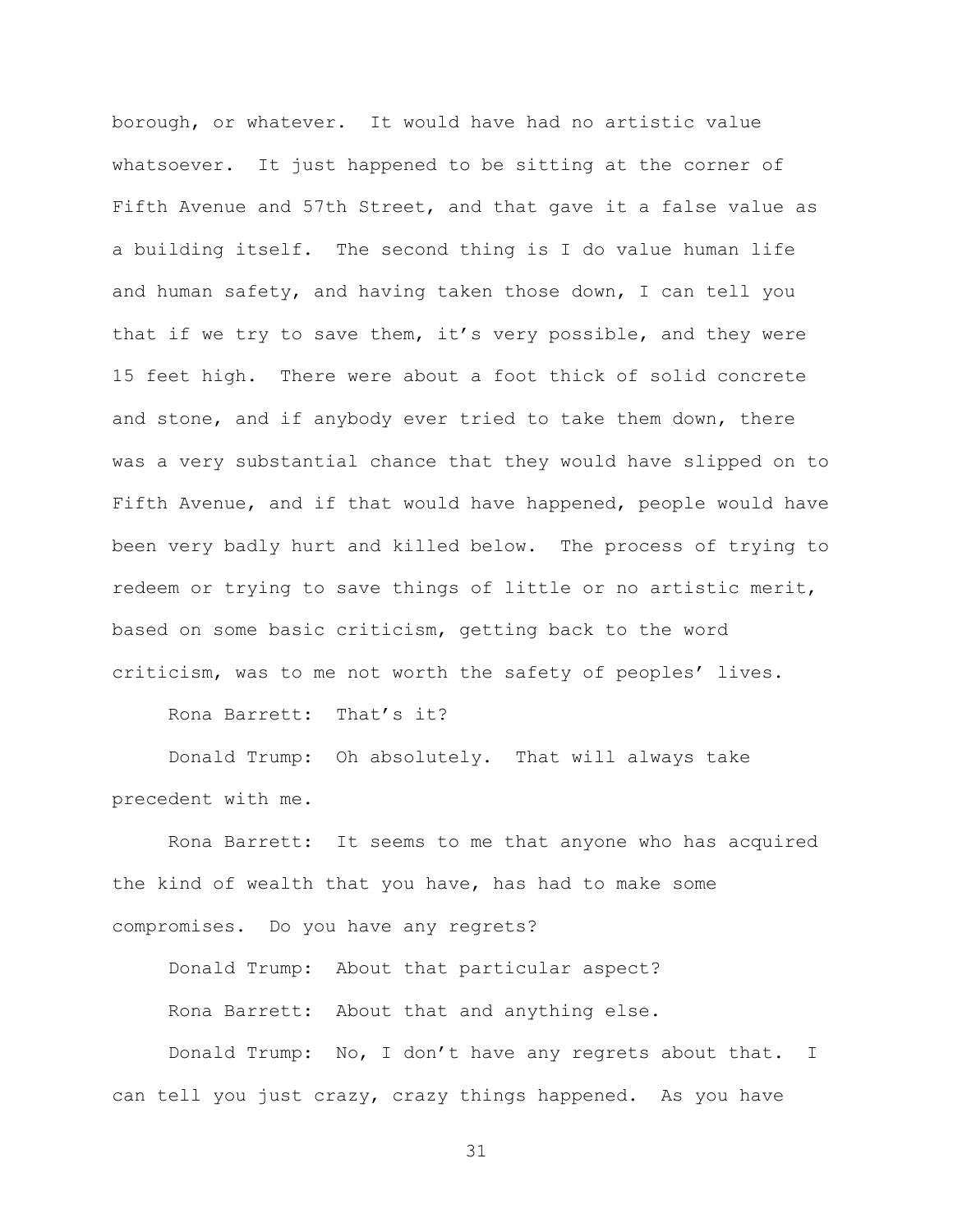borough, or whatever. It would have had no artistic value whatsoever. It just happened to be sitting at the corner of Fifth Avenue and 57th Street, and that gave it a false value as a building itself. The second thing is I do value human life and human safety, and having taken those down, I can tell you that if we try to save them, it's very possible, and they were 15 feet high. There were about a foot thick of solid concrete and stone, and if anybody ever tried to take them down, there was a very substantial chance that they would have slipped on to Fifth Avenue, and if that would have happened, people would have been very badly hurt and killed below. The process of trying to redeem or trying to save things of little or no artistic merit, based on some basic criticism, getting back to the word criticism, was to me not worth the safety of peoples' lives.

Rona Barrett: That's it?

Donald Trump: Oh absolutely. That will always take precedent with me.

Rona Barrett: It seems to me that anyone who has acquired the kind of wealth that you have, has had to make some compromises. Do you have any regrets?

Donald Trump: About that particular aspect?

Rona Barrett: About that and anything else.

Donald Trump: No, I don't have any regrets about that. I can tell you just crazy, crazy things happened. As you have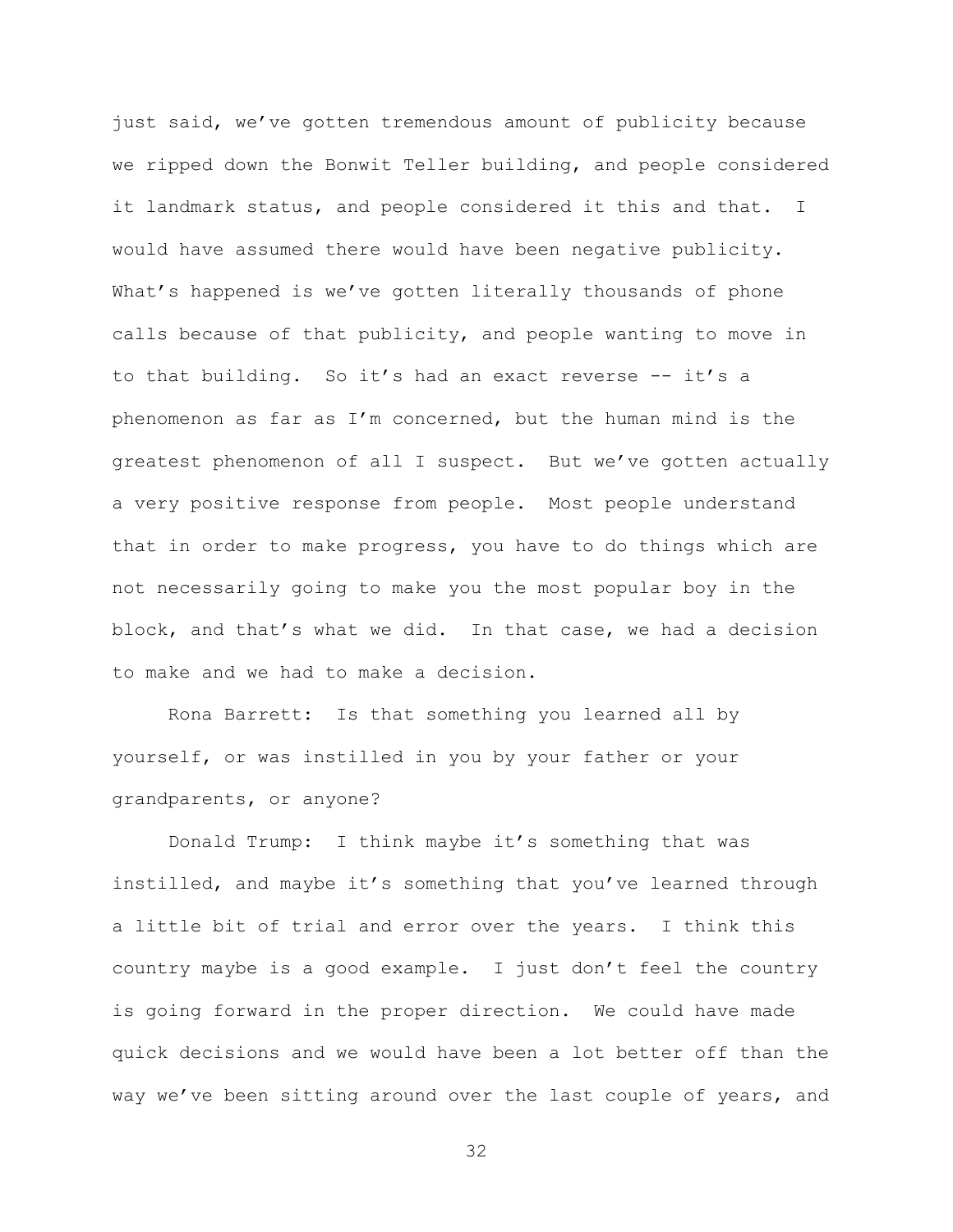just said, we've gotten tremendous amount of publicity because we ripped down the Bonwit Teller building, and people considered it landmark status, and people considered it this and that. I would have assumed there would have been negative publicity. What's happened is we've gotten literally thousands of phone calls because of that publicity, and people wanting to move in to that building. So it's had an exact reverse -- it's a phenomenon as far as I'm concerned, but the human mind is the greatest phenomenon of all I suspect. But we've gotten actually a very positive response from people. Most people understand that in order to make progress, you have to do things which are not necessarily going to make you the most popular boy in the block, and that's what we did. In that case, we had a decision to make and we had to make a decision.

Rona Barrett: Is that something you learned all by yourself, or was instilled in you by your father or your grandparents, or anyone?

Donald Trump: I think maybe it's something that was instilled, and maybe it's something that you've learned through a little bit of trial and error over the years. I think this country maybe is a good example. I just don't feel the country is going forward in the proper direction. We could have made quick decisions and we would have been a lot better off than the way we've been sitting around over the last couple of years, and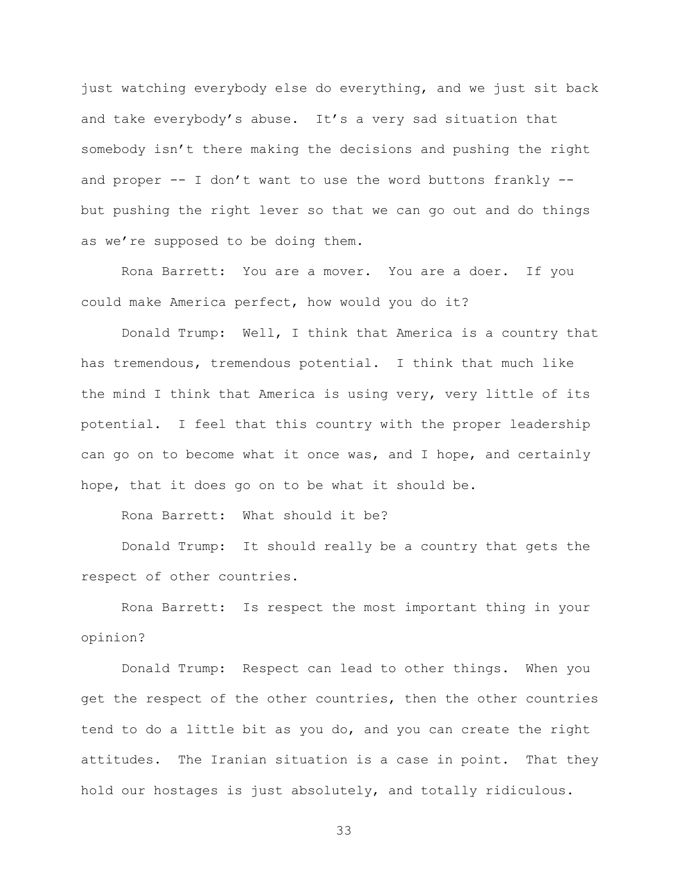just watching everybody else do everything, and we just sit back and take everybody's abuse. It's a very sad situation that somebody isn't there making the decisions and pushing the right and proper -- I don't want to use the word buttons frankly -- but pushing the right lever so that we can go out and do things as we're supposed to be doing them.

Rona Barrett: You are a mover. You are a doer. If you could make America perfect, how would you do it?

Donald Trump: Well, I think that America is a country that has tremendous, tremendous potential. I think that much like the mind I think that America is using very, very little of its potential. I feel that this country with the proper leadership can go on to become what it once was, and I hope, and certainly hope, that it does go on to be what it should be.

Rona Barrett: What should it be?

Donald Trump: It should really be a country that gets the respect of other countries.

Rona Barrett: Is respect the most important thing in your opinion?

Donald Trump: Respect can lead to other things. When you get the respect of the other countries, then the other countries tend to do a little bit as you do, and you can create the right attitudes. The Iranian situation is a case in point. That they hold our hostages is just absolutely, and totally ridiculous.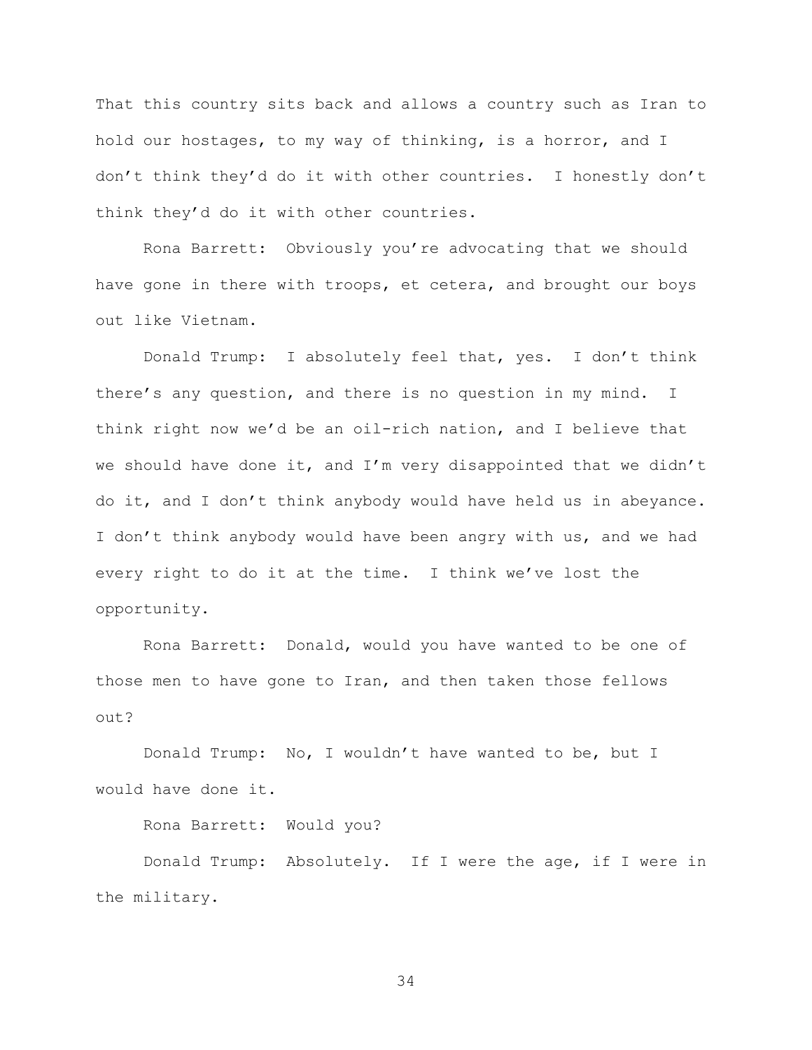That this country sits back and allows a country such as Iran to hold our hostages, to my way of thinking, is a horror, and I don't think they'd do it with other countries. I honestly don't think they'd do it with other countries.

Rona Barrett: Obviously you're advocating that we should have gone in there with troops, et cetera, and brought our boys out like Vietnam.

Donald Trump: I absolutely feel that, yes. I don't think there's any question, and there is no question in my mind. I think right now we'd be an oil-rich nation, and I believe that we should have done it, and I'm very disappointed that we didn't do it, and I don't think anybody would have held us in abeyance. I don't think anybody would have been angry with us, and we had every right to do it at the time. I think we've lost the opportunity.

Rona Barrett: Donald, would you have wanted to be one of those men to have gone to Iran, and then taken those fellows out?

Donald Trump: No, I wouldn't have wanted to be, but I would have done it.

Rona Barrett: Would you?

Donald Trump: Absolutely. If I were the age, if I were in the military.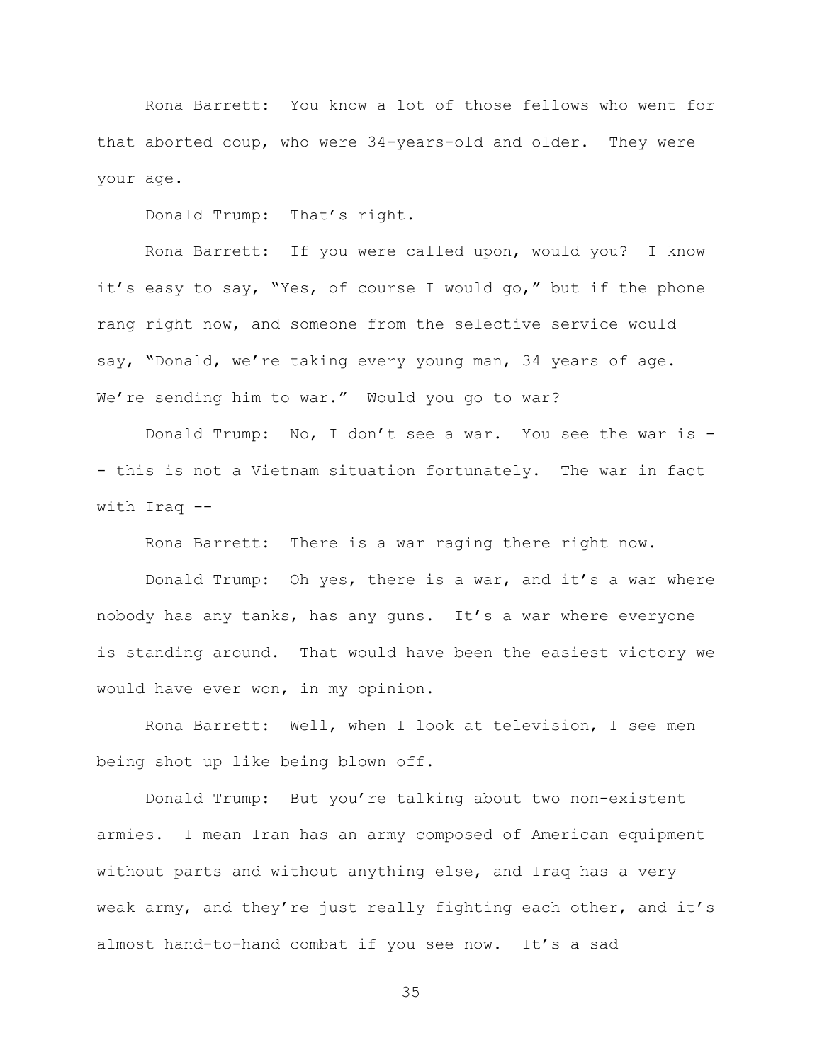Rona Barrett: You know a lot of those fellows who went for that aborted coup, who were 34-years-old and older. They were your age.

Donald Trump: That's right.

Rona Barrett: If you were called upon, would you? I know it's easy to say, "Yes, of course I would go," but if the phone rang right now, and someone from the selective service would say, "Donald, we're taking every young man, 34 years of age. We're sending him to war." Would you go to war?

Donald Trump: No, I don't see a war. You see the war is -- this is not a Vietnam situation fortunately. The war in fact with Iraq --

Rona Barrett: There is a war raging there right now.

Donald Trump: Oh yes, there is a war, and it's a war where nobody has any tanks, has any guns. It's a war where everyone is standing around. That would have been the easiest victory we would have ever won, in my opinion.

Rona Barrett: Well, when I look at television, I see men being shot up like being blown off.

Donald Trump: But you're talking about two non-existent armies. I mean Iran has an army composed of American equipment without parts and without anything else, and Iraq has a very weak army, and they're just really fighting each other, and it's almost hand-to-hand combat if you see now. It's a sad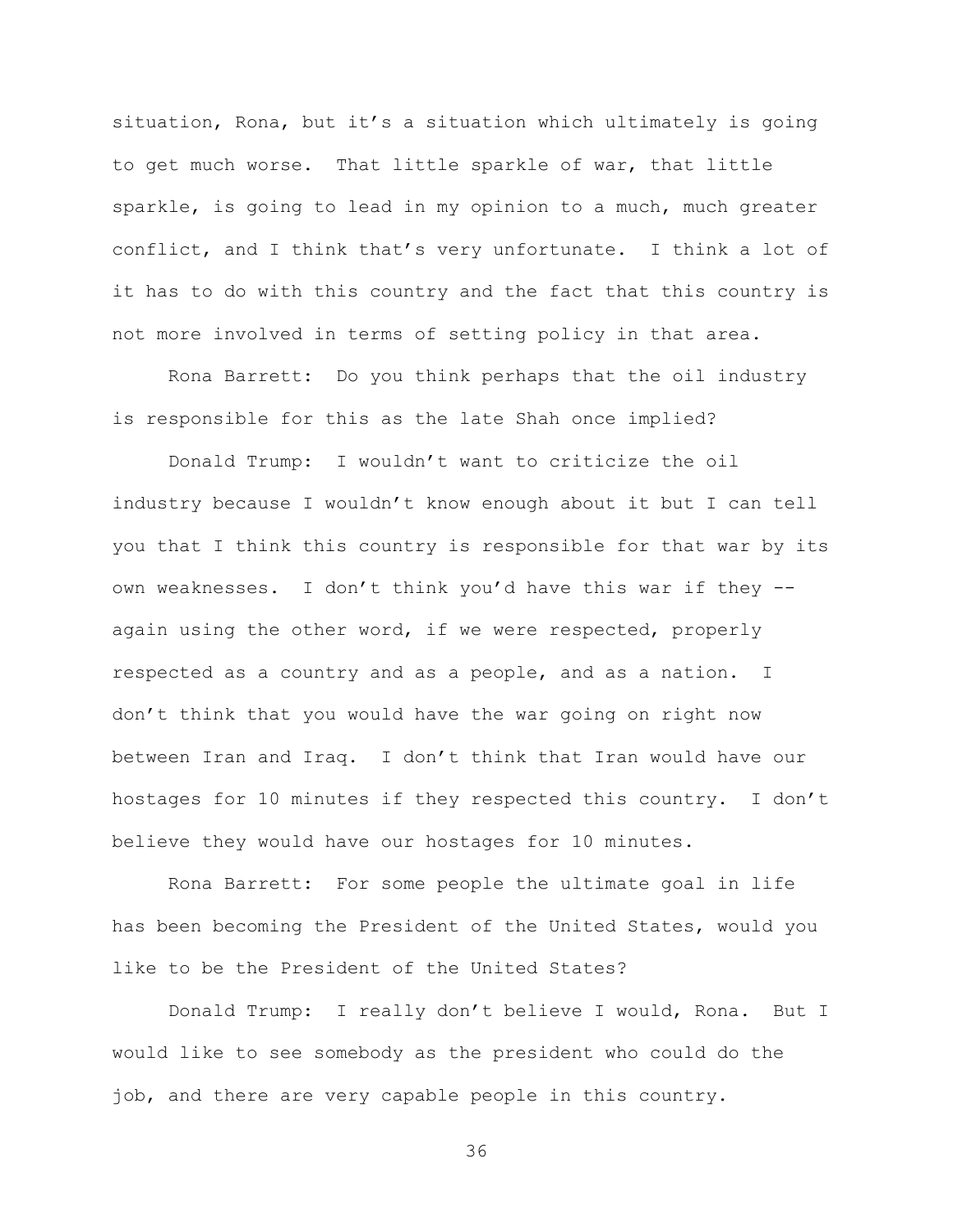situation, Rona, but it's a situation which ultimately is going to get much worse. That little sparkle of war, that little sparkle, is going to lead in my opinion to a much, much greater conflict, and I think that's very unfortunate. I think a lot of it has to do with this country and the fact that this country is not more involved in terms of setting policy in that area.

Rona Barrett: Do you think perhaps that the oil industry is responsible for this as the late Shah once implied?

Donald Trump: I wouldn't want to criticize the oil industry because I wouldn't know enough about it but I can tell you that I think this country is responsible for that war by its own weaknesses. I don't think you'd have this war if they -- again using the other word, if we were respected, properly respected as a country and as a people, and as a nation. I don't think that you would have the war going on right now between Iran and Iraq. I don't think that Iran would have our hostages for 10 minutes if they respected this country. I don't believe they would have our hostages for 10 minutes.

Rona Barrett: For some people the ultimate goal in life has been becoming the President of the United States, would you like to be the President of the United States?

Donald Trump: I really don't believe I would, Rona. But I would like to see somebody as the president who could do the job, and there are very capable people in this country.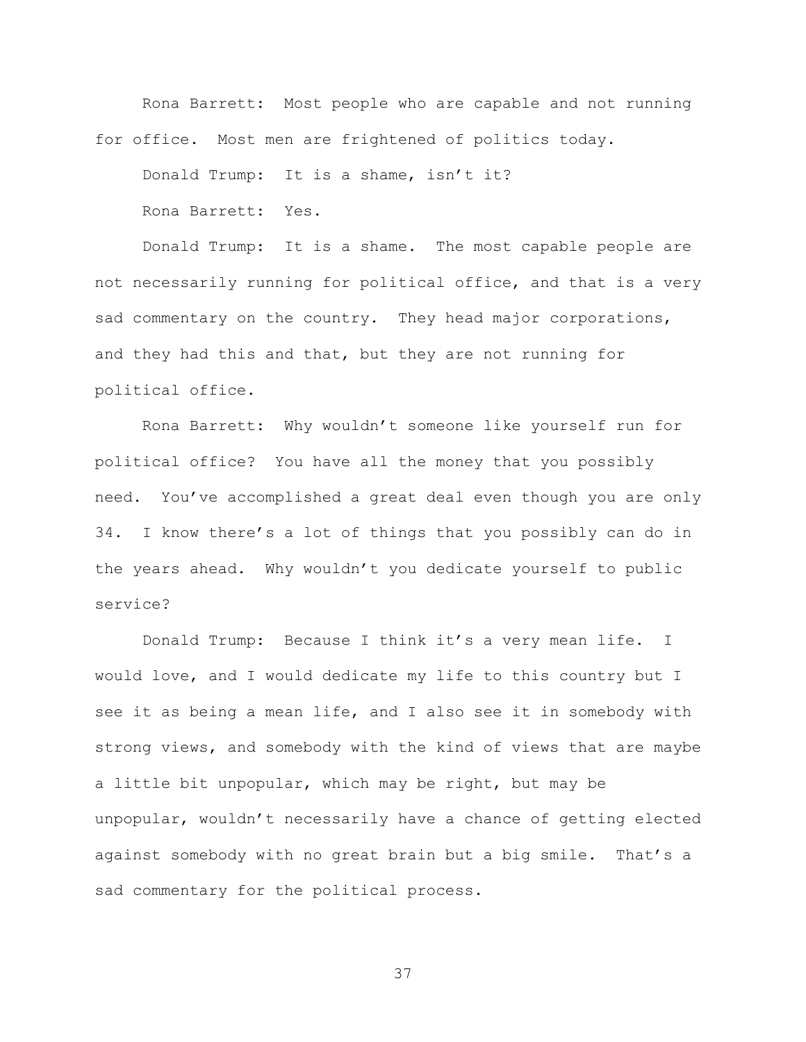Rona Barrett: Most people who are capable and not running for office. Most men are frightened of politics today.

Donald Trump: It is a shame, isn't it?

Rona Barrett: Yes.

Donald Trump: It is a shame. The most capable people are not necessarily running for political office, and that is a very sad commentary on the country. They head major corporations, and they had this and that, but they are not running for political office.

Rona Barrett: Why wouldn't someone like yourself run for political office? You have all the money that you possibly need. You've accomplished a great deal even though you are only 34. I know there's a lot of things that you possibly can do in the years ahead. Why wouldn't you dedicate yourself to public service?

Donald Trump: Because I think it's a very mean life. I would love, and I would dedicate my life to this country but I see it as being a mean life, and I also see it in somebody with strong views, and somebody with the kind of views that are maybe a little bit unpopular, which may be right, but may be unpopular, wouldn't necessarily have a chance of getting elected against somebody with no great brain but a big smile. That's a sad commentary for the political process.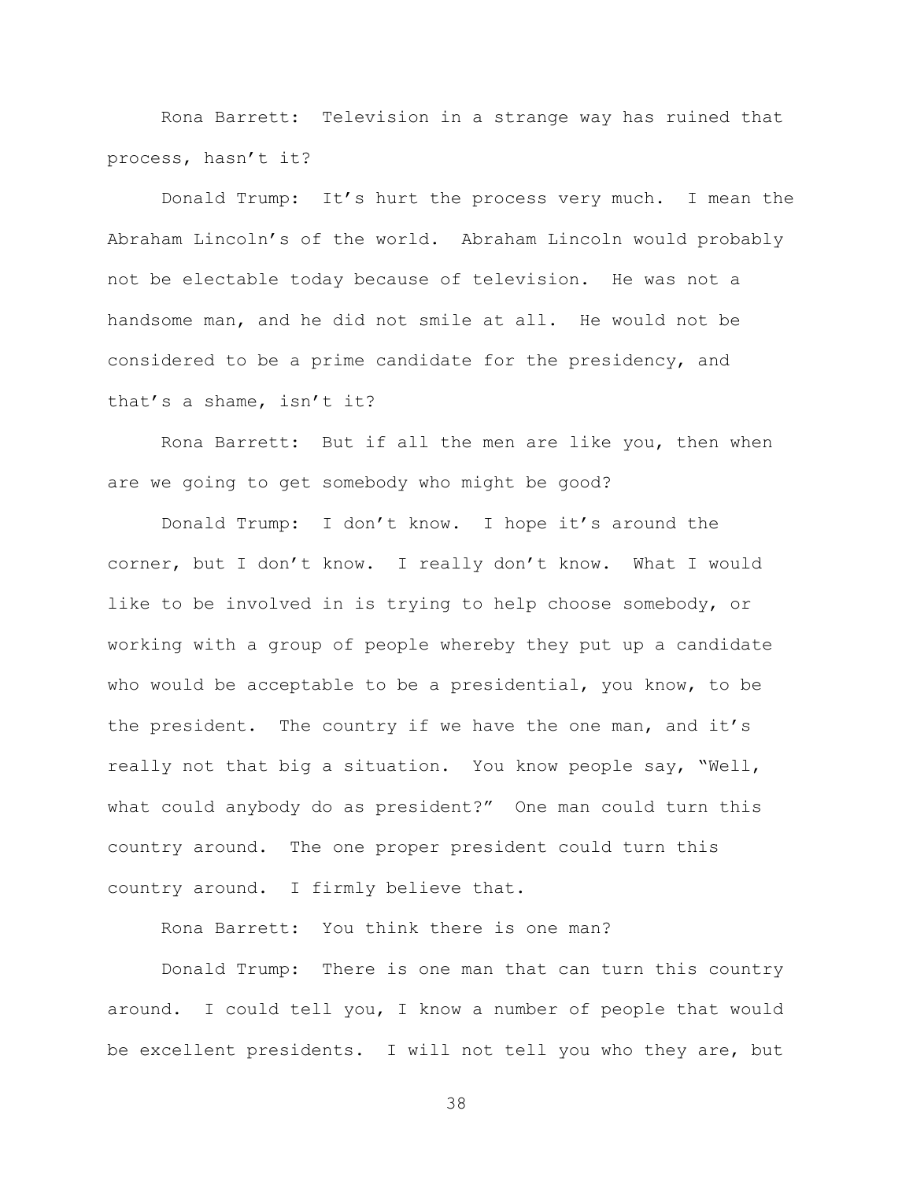Rona Barrett: Television in a strange way has ruined that process, hasn't it?

Donald Trump: It's hurt the process very much. I mean the Abraham Lincoln's of the world. Abraham Lincoln would probably not be electable today because of television. He was not a handsome man, and he did not smile at all. He would not be considered to be a prime candidate for the presidency, and that's a shame, isn't it?

Rona Barrett: But if all the men are like you, then when are we going to get somebody who might be good?

Donald Trump: I don't know. I hope it's around the corner, but I don't know. I really don't know. What I would like to be involved in is trying to help choose somebody, or working with a group of people whereby they put up a candidate who would be acceptable to be a presidential, you know, to be the president. The country if we have the one man, and it's really not that big a situation. You know people say, "Well, what could anybody do as president?" One man could turn this country around. The one proper president could turn this country around. I firmly believe that.

Rona Barrett: You think there is one man?

Donald Trump: There is one man that can turn this country around. I could tell you, I know a number of people that would be excellent presidents. I will not tell you who they are, but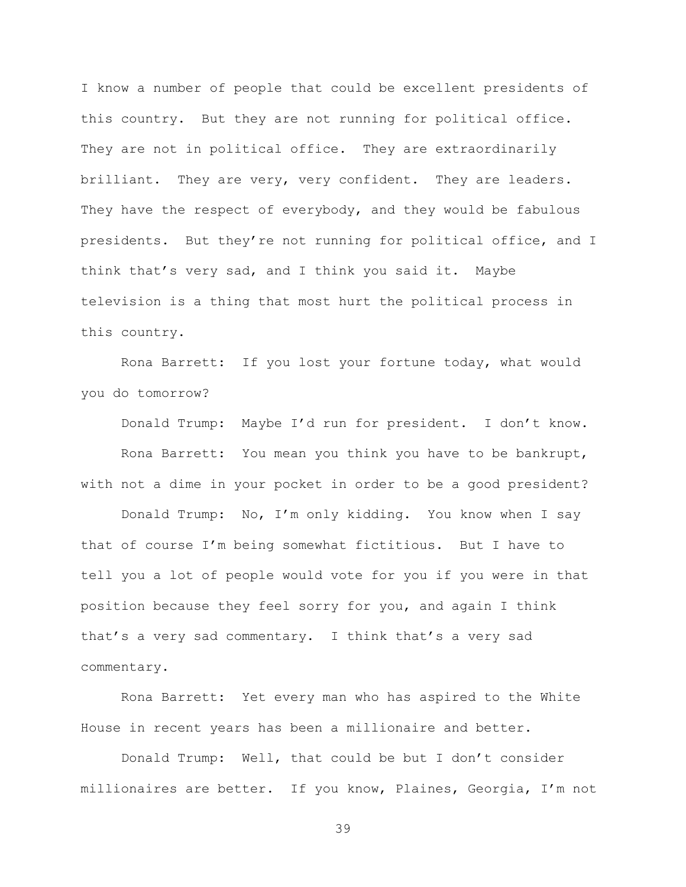I know a number of people that could be excellent presidents of this country. But they are not running for political office. They are not in political office. They are extraordinarily brilliant. They are very, very confident. They are leaders. They have the respect of everybody, and they would be fabulous presidents. But they're not running for political office, and I think that's very sad, and I think you said it. Maybe television is a thing that most hurt the political process in this country.

Rona Barrett: If you lost your fortune today, what would you do tomorrow?

Donald Trump: Maybe I'd run for president. I don't know.

Rona Barrett: You mean you think you have to be bankrupt, with not a dime in your pocket in order to be a good president?

Donald Trump: No, I'm only kidding. You know when I say that of course I'm being somewhat fictitious. But I have to tell you a lot of people would vote for you if you were in that position because they feel sorry for you, and again I think that's a very sad commentary. I think that's a very sad commentary.

Rona Barrett: Yet every man who has aspired to the White House in recent years has been a millionaire and better.

Donald Trump: Well, that could be but I don't consider millionaires are better. If you know, Plaines, Georgia, I'm not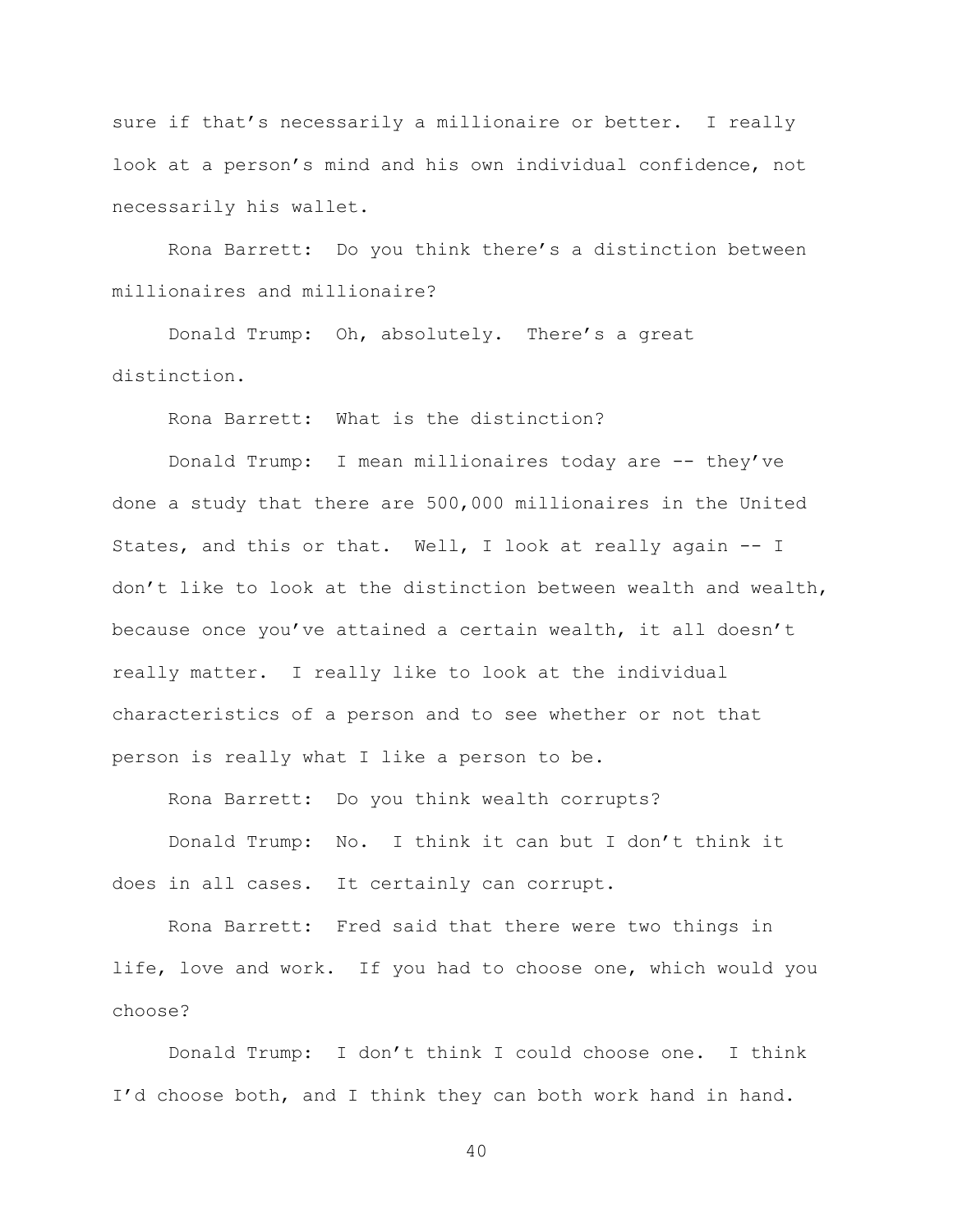sure if that's necessarily a millionaire or better. I really look at a person's mind and his own individual confidence, not necessarily his wallet.

Rona Barrett: Do you think there's a distinction between millionaires and millionaire?

Donald Trump: Oh, absolutely. There's a great distinction.

Rona Barrett: What is the distinction?

Donald Trump: I mean millionaires today are -- they've done a study that there are 500,000 millionaires in the United States, and this or that. Well, I look at really again -- I don't like to look at the distinction between wealth and wealth, because once you've attained a certain wealth, it all doesn't really matter. I really like to look at the individual characteristics of a person and to see whether or not that person is really what I like a person to be.

Rona Barrett: Do you think wealth corrupts?

Donald Trump: No. I think it can but I don't think it does in all cases. It certainly can corrupt.

Rona Barrett: Fred said that there were two things in life, love and work. If you had to choose one, which would you choose?

Donald Trump: I don't think I could choose one. I think I'd choose both, and I think they can both work hand in hand.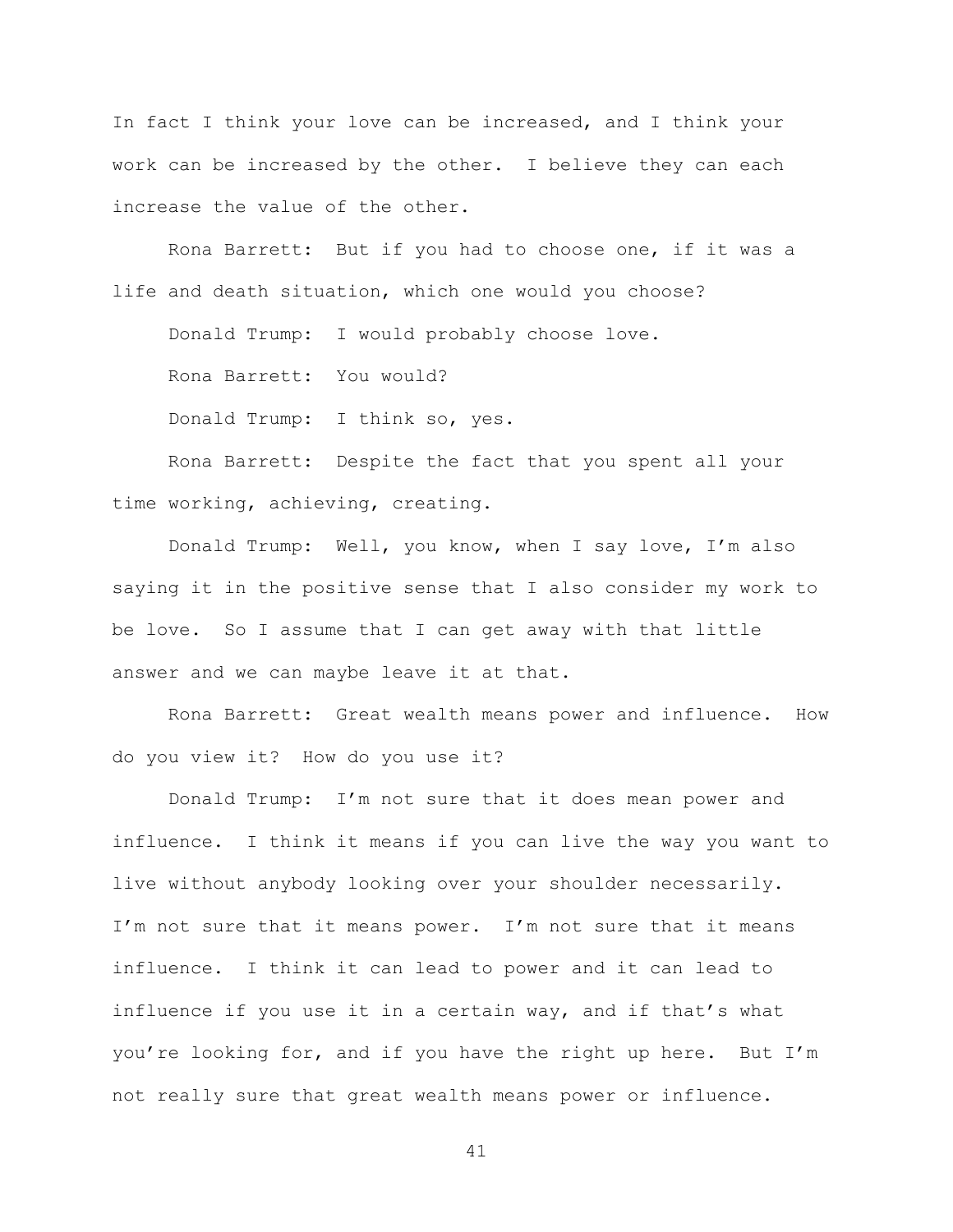In fact I think your love can be increased, and I think your work can be increased by the other. I believe they can each increase the value of the other.

Rona Barrett: But if you had to choose one, if it was a life and death situation, which one would you choose?

Donald Trump: I would probably choose love.

Rona Barrett: You would?

Donald Trump: I think so, yes.

Rona Barrett: Despite the fact that you spent all your time working, achieving, creating.

Donald Trump: Well, you know, when I say love, I'm also saying it in the positive sense that I also consider my work to be love. So I assume that I can get away with that little answer and we can maybe leave it at that.

Rona Barrett: Great wealth means power and influence. How do you view it? How do you use it?

Donald Trump: I'm not sure that it does mean power and influence. I think it means if you can live the way you want to live without anybody looking over your shoulder necessarily. I'm not sure that it means power. I'm not sure that it means influence. I think it can lead to power and it can lead to influence if you use it in a certain way, and if that's what you're looking for, and if you have the right up here. But I'm not really sure that great wealth means power or influence.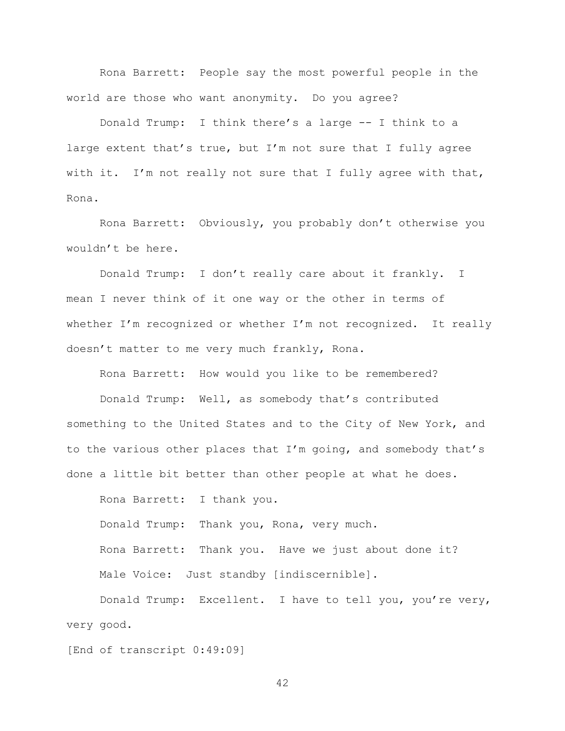Rona Barrett: People say the most powerful people in the world are those who want anonymity. Do you agree?

Donald Trump: I think there's a large -- I think to a large extent that's true, but I'm not sure that I fully agree with it. I'm not really not sure that I fully agree with that, Rona.

Rona Barrett: Obviously, you probably don't otherwise you wouldn't be here.

Donald Trump: I don't really care about it frankly. I mean I never think of it one way or the other in terms of whether I'm recognized or whether I'm not recognized. It really doesn't matter to me very much frankly, Rona.

Rona Barrett: How would you like to be remembered?

Donald Trump: Well, as somebody that's contributed something to the United States and to the City of New York, and to the various other places that I'm going, and somebody that's done a little bit better than other people at what he does.

Rona Barrett: I thank you.

Donald Trump: Thank you, Rona, very much.

Rona Barrett: Thank you. Have we just about done it?

Male Voice: Just standby [indiscernible].

Donald Trump: Excellent. I have to tell you, you're very, very good.

[End of transcript 0:49:09]